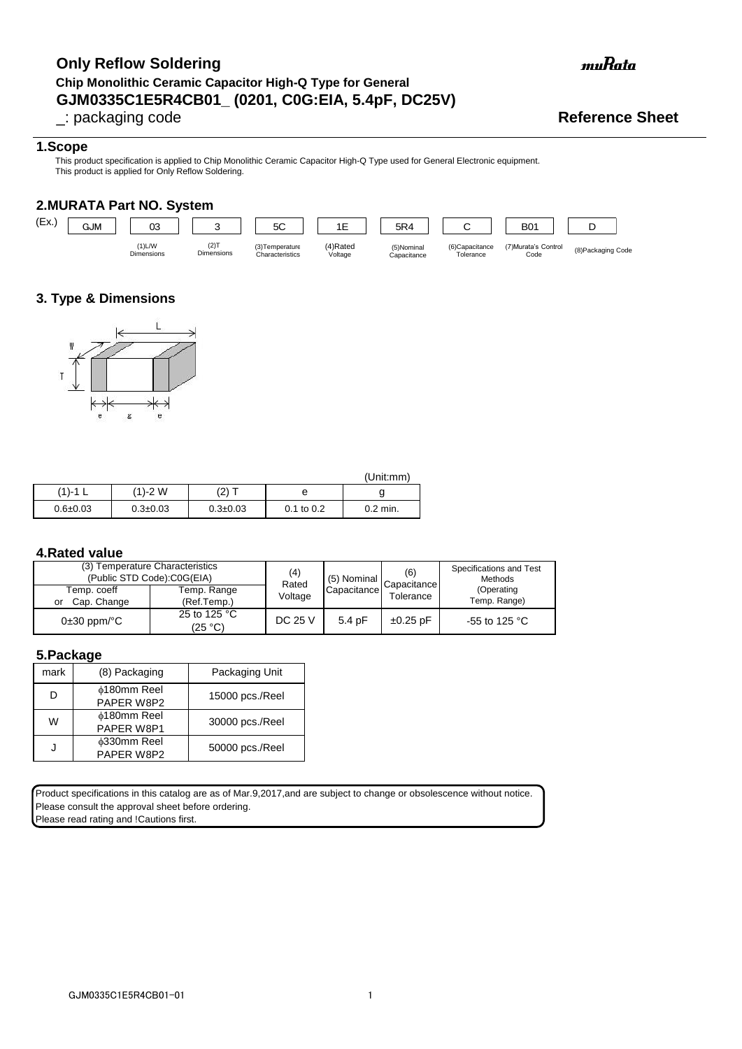# Only Reflow Soldering

**Chip Monolithic Ceramic Capacitor High-Q Type for General**

**GJM0335C1E5R4CB01_ (0201, C0G:EIA, 5.4pF, DC25V)**

_: packaging code

muRata

**Reference Sheet**

## 1.Scope

This product specification is applied to Chip Monolithic Ceramic Capacitor High-Q Type used for General Electronic equipment.
This product is applied for Only Reflow Soldering.

## 2.MURATA Part NO. System

| (Ex.) | GJM | 03 | 3 | 5C | 1E | 5R4 | C | B01 | D |
|---|---|---|---|---|---|---|---|---|---|
| | | (1)L/W Dimensions | (2)T Dimensions | (3)Temperature Characteristics | (4)Rated Voltage | (5)Nominal Capacitance | (6)Capacitance Tolerance | (7)Murata's Control Code | (8)Packaging Code |

## 3. Type & Dimensions

(Unit:mm)

| (1)-1 L | (1)-2 W | (2) T | e | g |
|---|---|---|---|---|
| 0.6±0.03 | 0.3±0.03 | 0.3±0.03 | 0.1 to 0.2 | 0.2 min. |

## 4.Rated value

| (3) Temperature Characteristics (Public STD Code):C0G(EIA) | | (4) Rated Voltage | (5) Nominal Capacitance | (6) Capacitance Tolerance | Specifications and Test Methods (Operating Temp. Range) |
|---|---|---|---|---|---|
| Temp. coeff or Cap. Change | Temp. Range (Ref.Temp.) | | | | |
| 0±30 ppm/°C | 25 to 125 °C (25 °C) | DC 25 V | 5.4 pF | ±0.25 pF | -55 to 125 °C |

## 5.Package

| mark | (8) Packaging | Packaging Unit |
|---|---|---|
| D | ϕ180mm Reel PAPER W8P2 | 15000 pcs./Reel |
| W | ϕ180mm Reel PAPER W8P1 | 30000 pcs./Reel |
| J | ϕ330mm Reel PAPER W8P2 | 50000 pcs./Reel |

Product specifications in this catalog are as of Mar.9,2017,and are subject to change or obsolescence without notice.
Please consult the approval sheet before ordering.
Please read rating and !Cautions first.

GJM0335C1E5R4CB01-01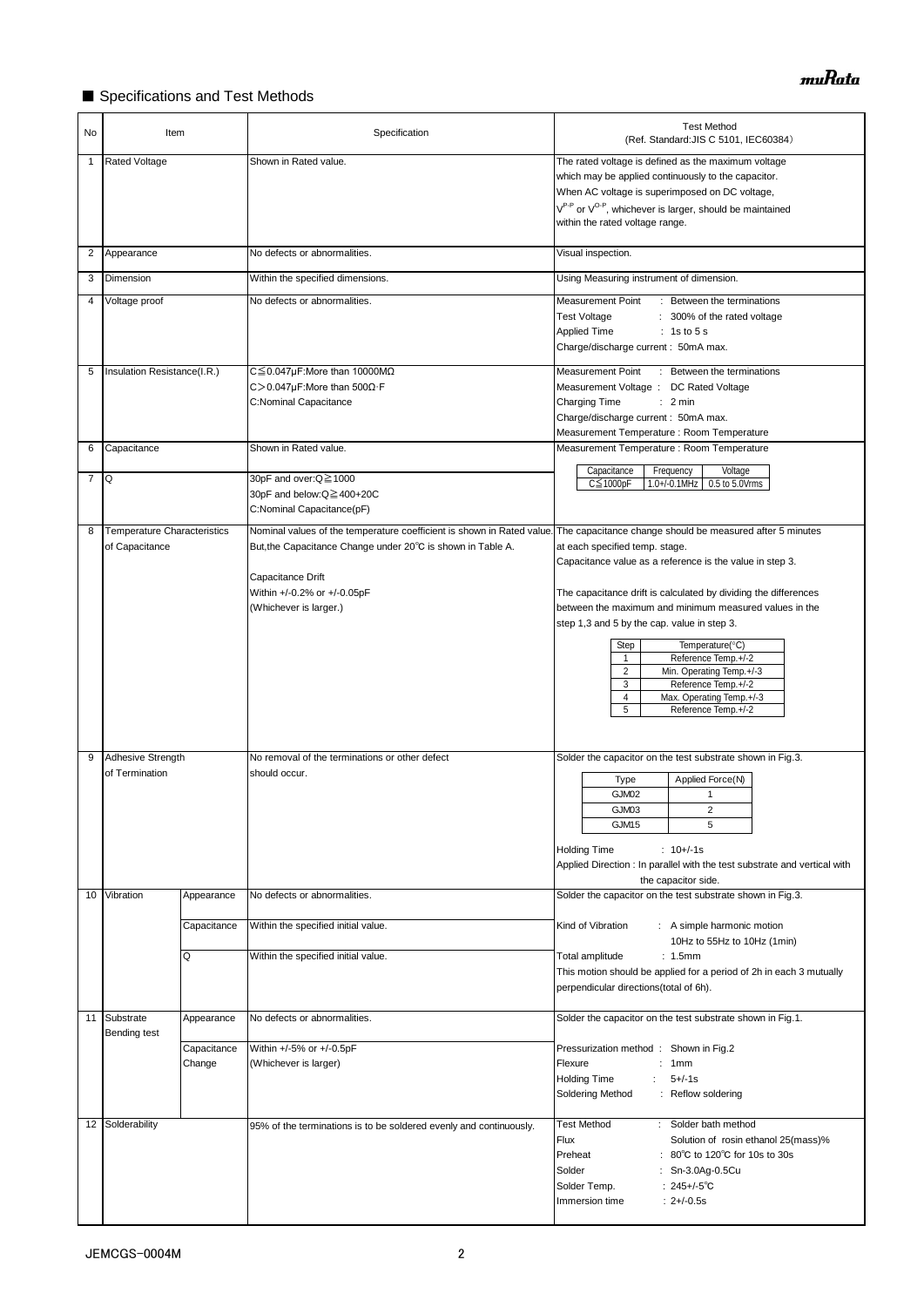## ■ Specifications and Test Methods

| No | Item | | Specification | Test Method (Ref. Standard:JIS C 5101, IEC60384) |
|---|---|---|---|---|
| 1 | Rated Voltage | | Shown in Rated value. | The rated voltage is defined as the maximum voltage which may be applied continuously to the capacitor. When AC voltage is superimposed on DC voltage, $V^{P-P}$ or $V^{O-P}$, whichever is larger, should be maintained within the rated voltage range. |
| 2 | Appearance | | No defects or abnormalities. | Visual inspection. |
| 3 | Dimension | | Within the specified dimensions. | Using Measuring instrument of dimension. |
| 4 | Voltage proof | | No defects or abnormalities. | Measurement Point : Between the terminations<br>Test Voltage : 300% of the rated voltage<br>Applied Time : 1s to 5 s<br>Charge/discharge current : 50mA max. |
| 5 | Insulation Resistance(I.R.) | | C≦0.047μF:More than 10000MΩ<br>C＞0.047μF:More than 500Ω·F<br>C:Nominal Capacitance | Measurement Point : Between the terminations<br>Measurement Voltage : DC Rated Voltage<br>Charging Time : 2 min<br>Charge/discharge current : 50mA max.<br>Measurement Temperature : Room Temperature |
| 6 | Capacitance | | Shown in Rated value. | Measurement Temperature : Room Temperature<br><br>Capacitance: C≦1000pF / Frequency: 1.0+/-0.1MHz / Voltage: 0.5 to 5.0Vrms |
| 7 | Q | | 30pF and over:Q≧1000<br>30pF and below:Q≧400+20C<br>C:Nominal Capacitance(pF) | |
| 8 | Temperature Characteristics of Capacitance | | Nominal values of the temperature coefficient is shown in Rated value. But,the Capacitance Change under 20℃ is shown in Table A.<br><br>Capacitance Drift<br>Within +/-0.2% or +/-0.05pF<br>(Whichever is larger.) | The capacitance change should be measured after 5 minutes at each specified temp. stage.<br>Capacitance value as a reference is the value in step 3.<br><br>The capacitance drift is calculated by dividing the differences between the maximum and minimum measured values in the step 1,3 and 5 by the cap. value in step 3.<br><br>Step 1: Reference Temp.+/-2<br>Step 2: Min. Operating Temp.+/-3<br>Step 3: Reference Temp.+/-2<br>Step 4: Max. Operating Temp.+/-3<br>Step 5: Reference Temp.+/-2 |
| 9 | Adhesive Strength of Termination | | No removal of the terminations or other defect should occur. | Solder the capacitor on the test substrate shown in Fig.3.<br><br>Type / Applied Force(N): GJM02: 1; GJM03: 2; GJM15: 5<br><br>Holding Time : 10+/-1s<br>Applied Direction : In parallel with the test substrate and vertical with the capacitor side. |
| 10 | Vibration | Appearance | No defects or abnormalities. | Solder the capacitor on the test substrate shown in Fig.3. |
| | | Capacitance | Within the specified initial value. | Kind of Vibration : A simple harmonic motion 10Hz to 55Hz to 10Hz (1min) |
| | | Q | Within the specified initial value. | Total amplitude : 1.5mm<br>This motion should be applied for a period of 2h in each 3 mutually perpendicular directions(total of 6h). |
| 11 | Substrate Bending test | Appearance | No defects or abnormalities. | Solder the capacitor on the test substrate shown in Fig.1. |
| | | Capacitance Change | Within +/-5% or +/-0.5pF<br>(Whichever is larger) | Pressurization method : Shown in Fig.2<br>Flexure : 1mm<br>Holding Time : 5+/-1s<br>Soldering Method : Reflow soldering |
| 12 | Solderability | | 95% of the terminations is to be soldered evenly and continuously. | Test Method : Solder bath method<br>Flux : Solution of rosin ethanol 25(mass)%<br>Preheat : 80℃ to 120℃ for 10s to 30s<br>Solder : Sn-3.0Ag-0.5Cu<br>Solder Temp. : 245+/-5℃<br>Immersion time : 2+/-0.5s |

JEMCGS-0004M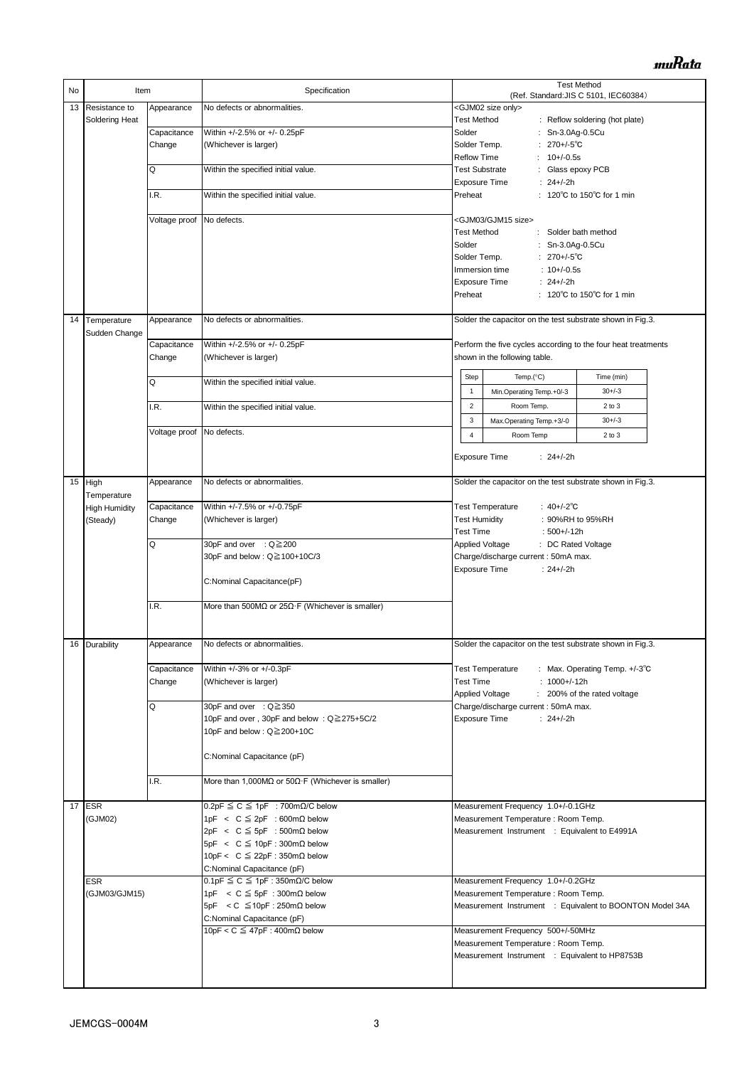| No | Item | | Specification | Test Method (Ref. Standard:JIS C 5101, IEC60384) |
|---|---|---|---|---|
| 13 | Resistance to Soldering Heat | Appearance | No defects or abnormalities. | <GJM02 size only><br>Test Method : Reflow soldering (hot plate)<br>Solder : Sn-3.0Ag-0.5Cu<br>Solder Temp. : 270+/-5℃<br>Reflow Time : 10+/-0.5s<br>Test Substrate : Glass epoxy PCB<br>Exposure Time : 24+/-2h<br>Preheat : 120℃ to 150℃ for 1 min<br><br><GJM03/GJM15 size><br>Test Method : Solder bath method<br>Solder : Sn-3.0Ag-0.5Cu<br>Solder Temp. : 270+/-5℃<br>Immersion time : 10+/-0.5s<br>Exposure Time : 24+/-2h<br>Preheat : 120℃ to 150℃ for 1 min |
| | | Capacitance Change | Within +/-2.5% or +/- 0.25pF (Whichever is larger) | |
| | | Q | Within the specified initial value. | |
| | | I.R. | Within the specified initial value. | |
| | | Voltage proof | No defects. | |
| 14 | Temperature Sudden Change | Appearance | No defects or abnormalities. | Solder the capacitor on the test substrate shown in Fig.3.<br><br>Perform the five cycles according to the four heat treatments shown in the following table.<br><br>Step 1: Min.Operating Temp.+0/-3, 30+/-3 min<br>Step 2: Room Temp., 2 to 3 min<br>Step 3: Max.Operating Temp.+3/-0, 30+/-3 min<br>Step 4: Room Temp, 2 to 3 min<br><br>Exposure Time : 24+/-2h |
| | | Capacitance Change | Within +/-2.5% or +/- 0.25pF (Whichever is larger) | |
| | | Q | Within the specified initial value. | |
| | | I.R. | Within the specified initial value. | |
| | | Voltage proof | No defects. | |
| 15 | High Temperature High Humidity (Steady) | Appearance | No defects or abnormalities. | Solder the capacitor on the test substrate shown in Fig.3.<br><br>Test Temperature : 40+/-2℃<br>Test Humidity : 90%RH to 95%RH<br>Test Time : 500+/-12h<br>Applied Voltage : DC Rated Voltage<br>Charge/discharge current : 50mA max.<br>Exposure Time : 24+/-2h |
| | | Capacitance Change | Within +/-7.5% or +/-0.75pF (Whichever is larger) | |
| | | Q | 30pF and over : Q≧200<br>30pF and below : Q≧100+10C/3<br><br>C:Nominal Capacitance(pF) | |
| | | I.R. | More than 500MΩ or 25Ω·F (Whichever is smaller) | |
| 16 | Durability | Appearance | No defects or abnormalities. | Solder the capacitor on the test substrate shown in Fig.3.<br><br>Test Temperature : Max. Operating Temp. +/-3℃<br>Test Time : 1000+/-12h<br>Applied Voltage : 200% of the rated voltage<br>Charge/discharge current : 50mA max.<br>Exposure Time : 24+/-2h |
| | | Capacitance Change | Within +/-3% or +/-0.3pF (Whichever is larger) | |
| | | Q | 30pF and over : Q≧350<br>10pF and over , 30pF and below : Q≧275+5C/2<br>10pF and below : Q≧200+10C<br><br>C:Nominal Capacitance (pF) | |
| | | I.R. | More than 1,000MΩ or 50Ω·F (Whichever is smaller) | |
| 17 | ESR (GJM02) | | 0.2pF ≦ C ≦ 1pF : 700mΩ/C below<br>1pF < C ≦ 2pF : 600mΩ below<br>2pF < C ≦ 5pF : 500mΩ below<br>5pF < C ≦ 10pF : 300mΩ below<br>10pF < C ≦ 22pF : 350mΩ below<br>C:Nominal Capacitance (pF) | Measurement Frequency 1.0+/-0.1GHz<br>Measurement Temperature : Room Temp.<br>Measurement Instrument : Equivalent to E4991A |
| | ESR (GJM03/GJM15) | | 0.1pF ≦ C ≦ 1pF : 350mΩ/C below<br>1pF < C ≦ 5pF : 300mΩ below<br>5pF < C ≦10pF : 250mΩ below<br>C:Nominal Capacitance (pF) | Measurement Frequency 1.0+/-0.2GHz<br>Measurement Temperature : Room Temp.<br>Measurement Instrument : Equivalent to BOONTON Model 34A |
| | | | 10pF < C ≦ 47pF : 400mΩ below | Measurement Frequency 500+/-50MHz<br>Measurement Temperature : Room Temp.<br>Measurement Instrument : Equivalent to HP8753B |

JEMCGS-0004M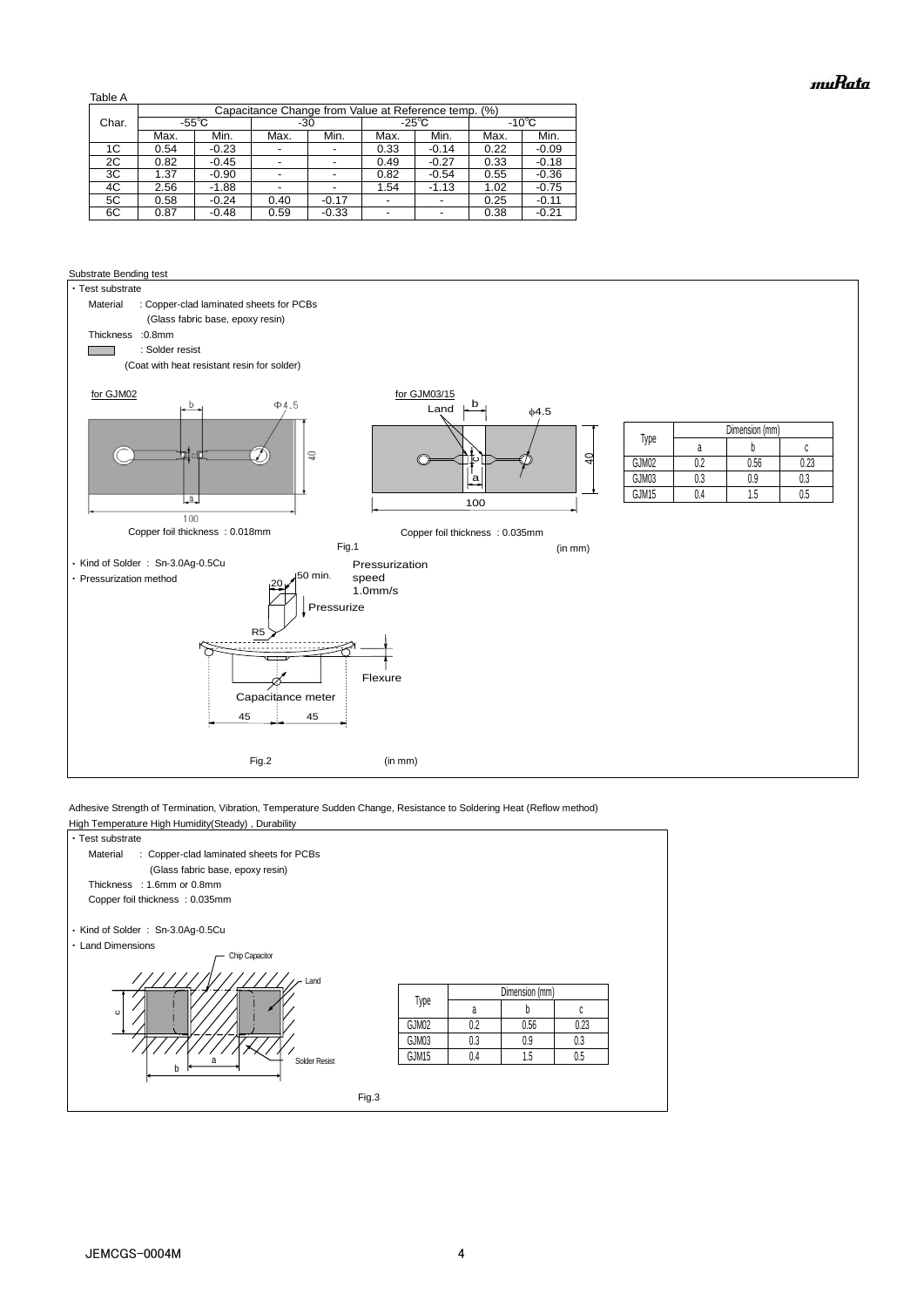Table A

| Char. | Capacitance Change from Value at Reference temp. (%) | | | | | | | |
|---|---|---|---|---|---|---|---|---|
| | -55℃ | | -30 | | -25℃ | | -10℃ | |
| | Max. | Min. | Max. | Min. | Max. | Min. | Max. | Min. |
| 1C | 0.54 | -0.23 | - | - | 0.33 | -0.14 | 0.22 | -0.09 |
| 2C | 0.82 | -0.45 | - | - | 0.49 | -0.27 | 0.33 | -0.18 |
| 3C | 1.37 | -0.90 | - | - | 0.82 | -0.54 | 0.55 | -0.36 |
| 4C | 2.56 | -1.88 | - | - | 1.54 | -1.13 | 1.02 | -0.75 |
| 5C | 0.58 | -0.24 | 0.40 | -0.17 | - | - | 0.25 | -0.11 |
| 6C | 0.87 | -0.48 | 0.59 | -0.33 | - | - | 0.38 | -0.21 |

Substrate Bending test

・Test substrate

Material : Copper-clad laminated sheets for PCBs (Glass fabric base, epoxy resin)

Thickness :0.8mm

: Solder resist (Coat with heat resistant resin for solder)

for GJM02 — Copper foil thickness : 0.018mm

for GJM03/15 — Copper foil thickness : 0.035mm

| Type | Dimension (mm) | | |
|---|---|---|---|
| | a | b | c |
| GJM02 | 0.2 | 0.56 | 0.23 |
| GJM03 | 0.3 | 0.9 | 0.3 |
| GJM15 | 0.4 | 1.5 | 0.5 |

Fig.1 (in mm)

・Kind of Solder : Sn-3.0Ag-0.5Cu

・Pressurization method

Pressurization speed 1.0mm/s

Fig.2 (in mm)

Adhesive Strength of Termination, Vibration, Temperature Sudden Change, Resistance to Soldering Heat (Reflow method)
High Temperature High Humidity(Steady) , Durability

・Test substrate

Material : Copper-clad laminated sheets for PCBs (Glass fabric base, epoxy resin)

Thickness : 1.6mm or 0.8mm

Copper foil thickness : 0.035mm

・Kind of Solder : Sn-3.0Ag-0.5Cu

・Land Dimensions

| Type | Dimension (mm) | | |
|---|---|---|---|
| | a | b | c |
| GJM02 | 0.2 | 0.56 | 0.23 |
| GJM03 | 0.3 | 0.9 | 0.3 |
| GJM15 | 0.4 | 1.5 | 0.5 |

Fig.3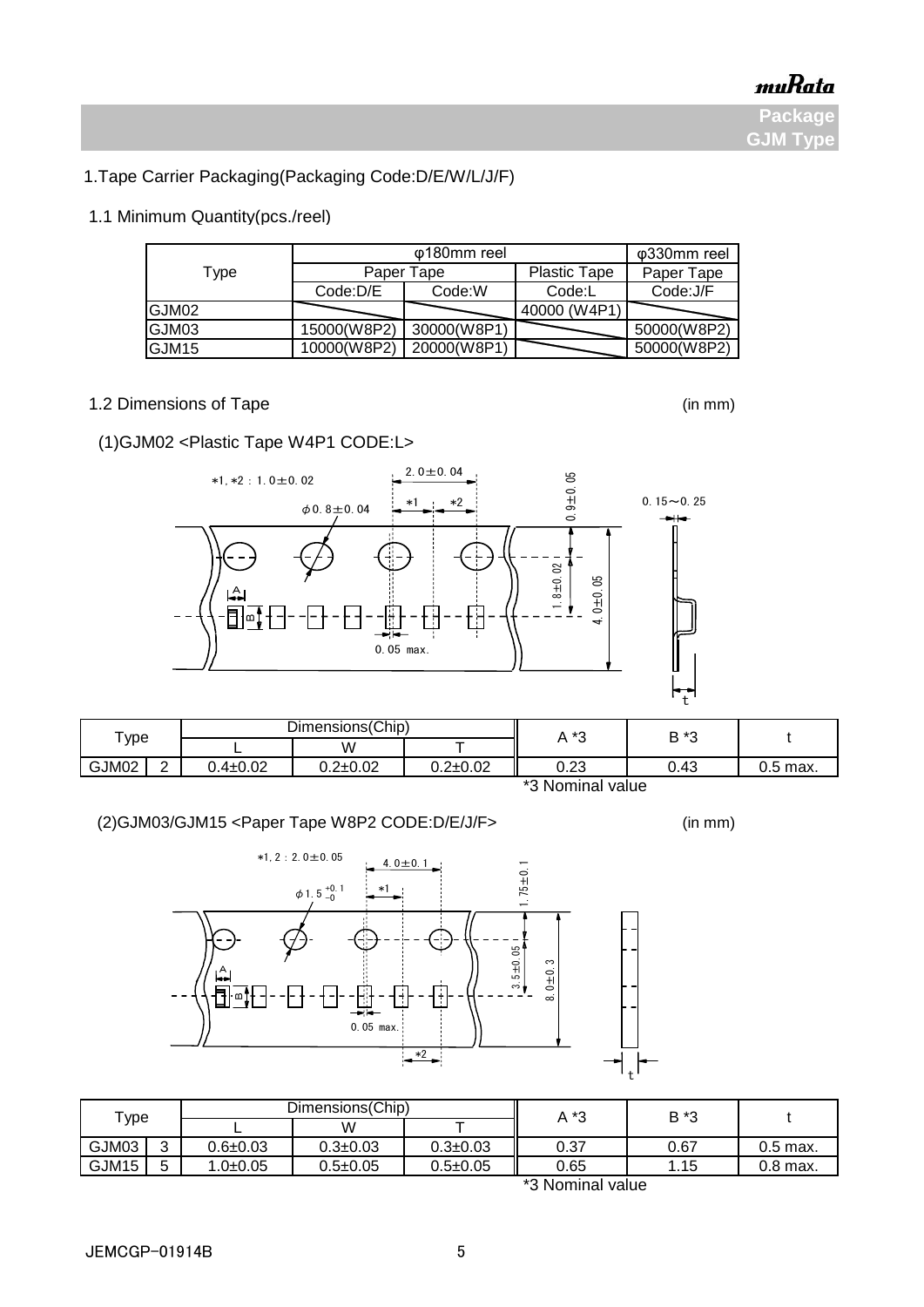## 1.Tape Carrier Packaging(Packaging Code:D/E/W/L/J/F)

### 1.1 Minimum Quantity(pcs./reel)

| Type | φ180mm reel | | | φ330mm reel |
|---|---|---|---|---|
| | Paper Tape | | Plastic Tape | Paper Tape |
| | Code:D/E | Code:W | Code:L | Code:J/F |
| GJM02 | | | 40000 (W4P1) | |
| GJM03 | 15000(W8P2) | 30000(W8P1) | | 50000(W8P2) |
| GJM15 | 10000(W8P2) | 20000(W8P1) | | 50000(W8P2) |

### 1.2 Dimensions of Tape

(in mm)

(1)GJM02 <Plastic Tape W4P1 CODE:L>

*1, *2 : 1.0±0.02
φ0.8±0.04
2.0±0.04
0.9±0.05
1.8±0.02
4.0±0.05
0.15～0.25
0.05 max.

| Type | | Dimensions(Chip) | | | A *3 | B *3 | t |
|---|---|---|---|---|---|---|---|
| | | L | W | T | | | |
| GJM02 | 2 | 0.4±0.02 | 0.2±0.02 | 0.2±0.02 | 0.23 | 0.43 | 0.5 max. |

*3 Nominal value

(2)GJM03/GJM15 <Paper Tape W8P2 CODE:D/E/J/F>

(in mm)

*1, 2 : 2.0±0.05
φ1.5 $^{+0.1}_{-0}$
4.0±0.1
1.75±0.1
3.5±0.05
8.0±0.3
0.05 max.

| Type | | Dimensions(Chip) | | | A *3 | B *3 | t |
|---|---|---|---|---|---|---|---|
| | | L | W | T | | | |
| GJM03 | 3 | 0.6±0.03 | 0.3±0.03 | 0.3±0.03 | 0.37 | 0.67 | 0.5 max. |
| GJM15 | 5 | 1.0±0.05 | 0.5±0.05 | 0.5±0.05 | 0.65 | 1.15 | 0.8 max. |

*3 Nominal value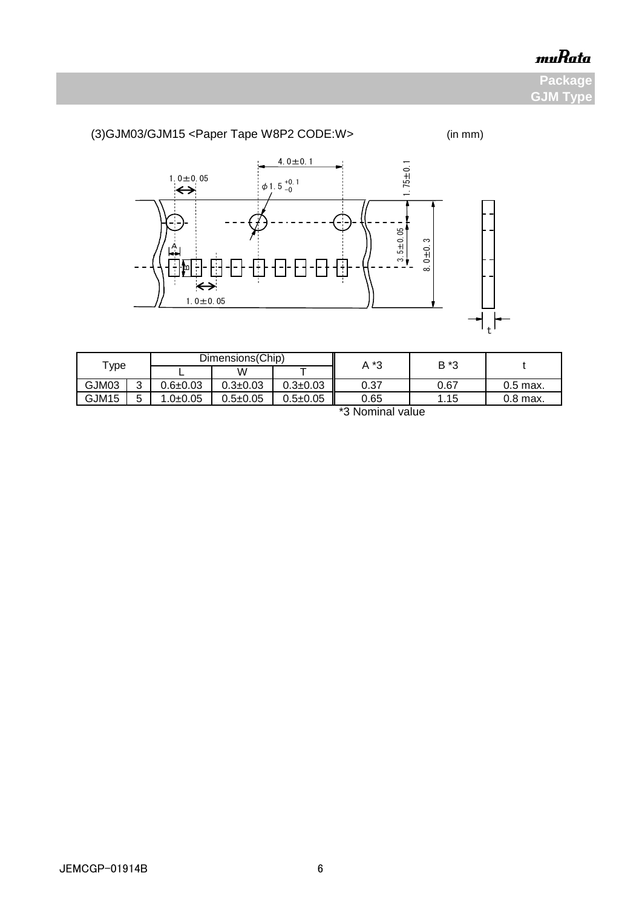(3)GJM03/GJM15 <Paper Tape W8P2 CODE:W> (in mm)

| Type | | Dimensions(Chip) | | | A *3 | B *3 | t |
|---|---|---|---|---|---|---|---|
| | | L | W | T | | | |
| GJM03 | 3 | 0.6±0.03 | 0.3±0.03 | 0.3±0.03 | 0.37 | 0.67 | 0.5 max. |
| GJM15 | 5 | 1.0±0.05 | 0.5±0.05 | 0.5±0.05 | 0.65 | 1.15 | 0.8 max. |

*3 Nominal value

JEMCGP-01914B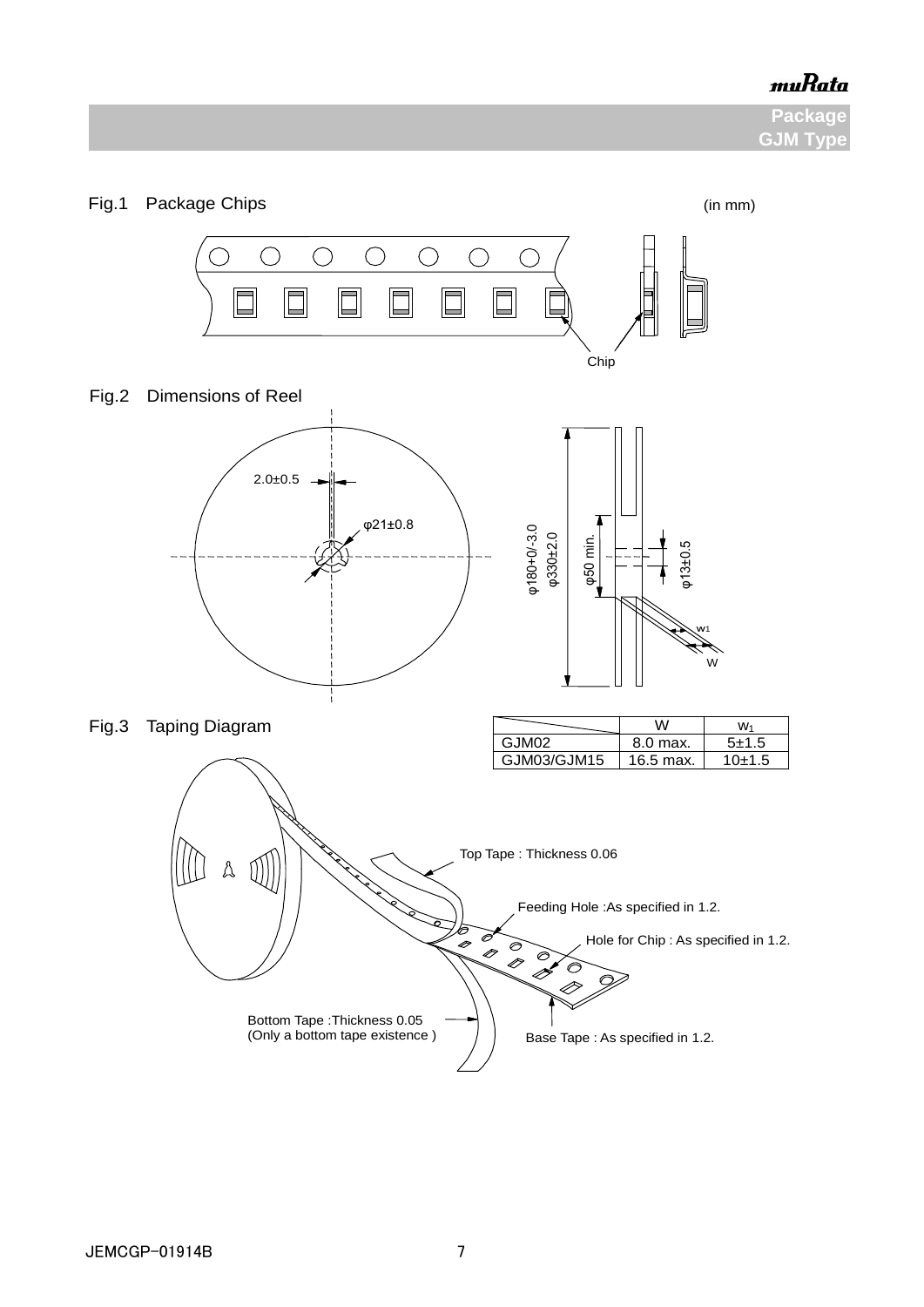## Package GJM Type

Fig.1 Package Chips (in mm)

Chip

Fig.2 Dimensions of Reel

2.0±0.5

φ21±0.8

φ180+0/-3.0

φ330±2.0

φ50 min.

φ13±0.5

$w_1$

W

Fig.3 Taping Diagram

| | W | $W_1$ |
|---|---|---|
| GJM02 | 8.0 max. | 5±1.5 |
| GJM03/GJM15 | 16.5 max. | 10±1.5 |

Top Tape : Thickness 0.06

Feeding Hole :As specified in 1.2.

Hole for Chip : As specified in 1.2.

Bottom Tape :Thickness 0.05 (Only a bottom tape existence )

Base Tape : As specified in 1.2.

JEMCGP-01914B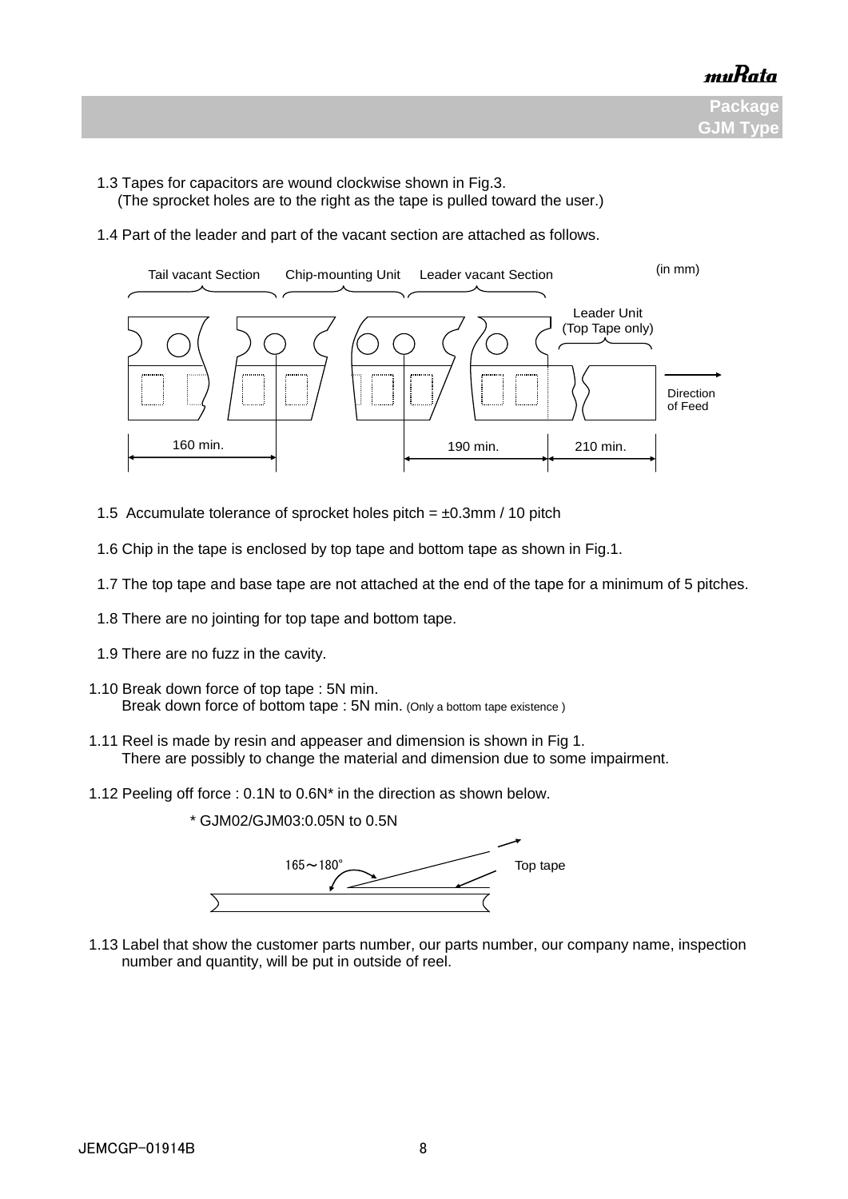1.3 Tapes for capacitors are wound clockwise shown in Fig.3.
(The sprocket holes are to the right as the tape is pulled toward the user.)

1.4 Part of the leader and part of the vacant section are attached as follows.

(in mm)

Tail vacant Section | Chip-mounting Unit | Leader vacant Section | Leader Unit (Top Tape only)

160 min. | 190 min. | 210 min.

Direction of Feed

1.5 Accumulate tolerance of sprocket holes pitch = ±0.3mm / 10 pitch

1.6 Chip in the tape is enclosed by top tape and bottom tape as shown in Fig.1.

1.7 The top tape and base tape are not attached at the end of the tape for a minimum of 5 pitches.

1.8 There are no jointing for top tape and bottom tape.

1.9 There are no fuzz in the cavity.

1.10 Break down force of top tape : 5N min.
Break down force of bottom tape : 5N min. (Only a bottom tape existence )

1.11 Reel is made by resin and appeaser and dimension is shown in Fig 1.
There are possibly to change the material and dimension due to some impairment.

1.12 Peeling off force : 0.1N to 0.6N* in the direction as shown below.

\* GJM02/GJM03:0.05N to 0.5N

165～180° Top tape

1.13 Label that show the customer parts number, our parts number, our company name, inspection number and quantity, will be put in outside of reel.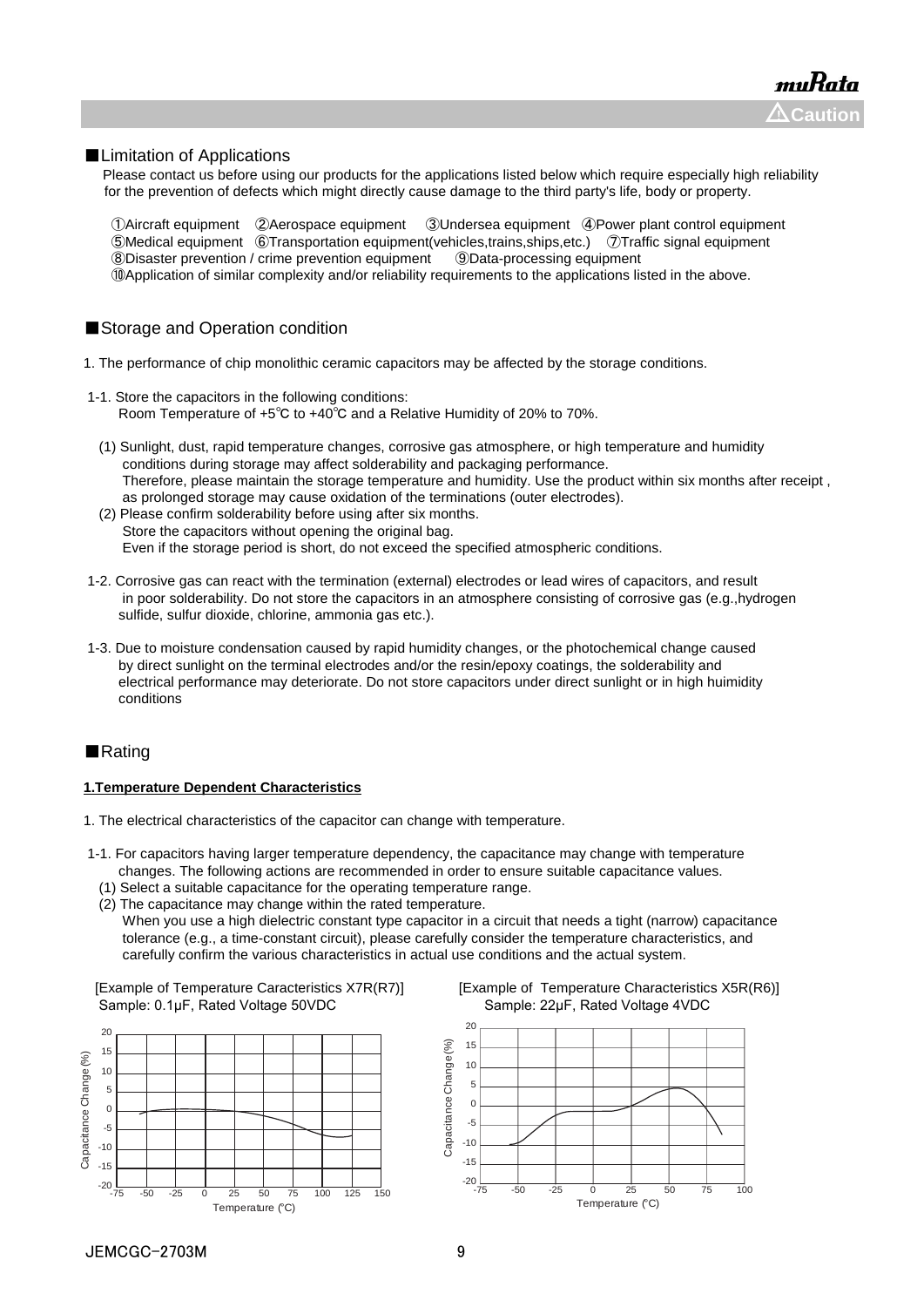⚠Caution

## ■Limitation of Applications

Please contact us before using our products for the applications listed below which require especially high reliability for the prevention of defects which might directly cause damage to the third party's life, body or property.

①Aircraft equipment ②Aerospace equipment ③Undersea equipment ④Power plant control equipment
⑤Medical equipment ⑥Transportation equipment(vehicles,trains,ships,etc.) ⑦Traffic signal equipment
⑧Disaster prevention / crime prevention equipment ⑨Data-processing equipment
⑩Application of similar complexity and/or reliability requirements to the applications listed in the above.

## ■Storage and Operation condition

1. The performance of chip monolithic ceramic capacitors may be affected by the storage conditions.

1-1. Store the capacitors in the following conditions:
Room Temperature of +5℃ to +40℃ and a Relative Humidity of 20% to 70%.

(1) Sunlight, dust, rapid temperature changes, corrosive gas atmosphere, or high temperature and humidity conditions during storage may affect solderability and packaging performance.
Therefore, please maintain the storage temperature and humidity. Use the product within six months after receipt , as prolonged storage may cause oxidation of the terminations (outer electrodes).

(2) Please confirm solderability before using after six months.
Store the capacitors without opening the original bag.
Even if the storage period is short, do not exceed the specified atmospheric conditions.

1-2. Corrosive gas can react with the termination (external) electrodes or lead wires of capacitors, and result in poor solderability. Do not store the capacitors in an atmosphere consisting of corrosive gas (e.g.,hydrogen sulfide, sulfur dioxide, chlorine, ammonia gas etc.).

1-3. Due to moisture condensation caused by rapid humidity changes, or the photochemical change caused by direct sunlight on the terminal electrodes and/or the resin/epoxy coatings, the solderability and electrical performance may deteriorate. Do not store capacitors under direct sunlight or in high huimidity conditions

## ■Rating

**1.Temperature Dependent Characteristics**

1. The electrical characteristics of the capacitor can change with temperature.

1-1. For capacitors having larger temperature dependency, the capacitance may change with temperature changes. The following actions are recommended in order to ensure suitable capacitance values.

(1) Select a suitable capacitance for the operating temperature range.

(2) The capacitance may change within the rated temperature.
When you use a high dielectric constant type capacitor in a circuit that needs a tight (narrow) capacitance tolerance (e.g., a time-constant circuit), please carefully consider the temperature characteristics, and carefully confirm the various characteristics in actual use conditions and the actual system.

[Example of Temperature Caracteristics X7R(R7)]
Sample: 0.1μF, Rated Voltage 50VDC

[Example of Temperature Characteristics X5R(R6)]
Sample: 22μF, Rated Voltage 4VDC

JEMCGC-2703M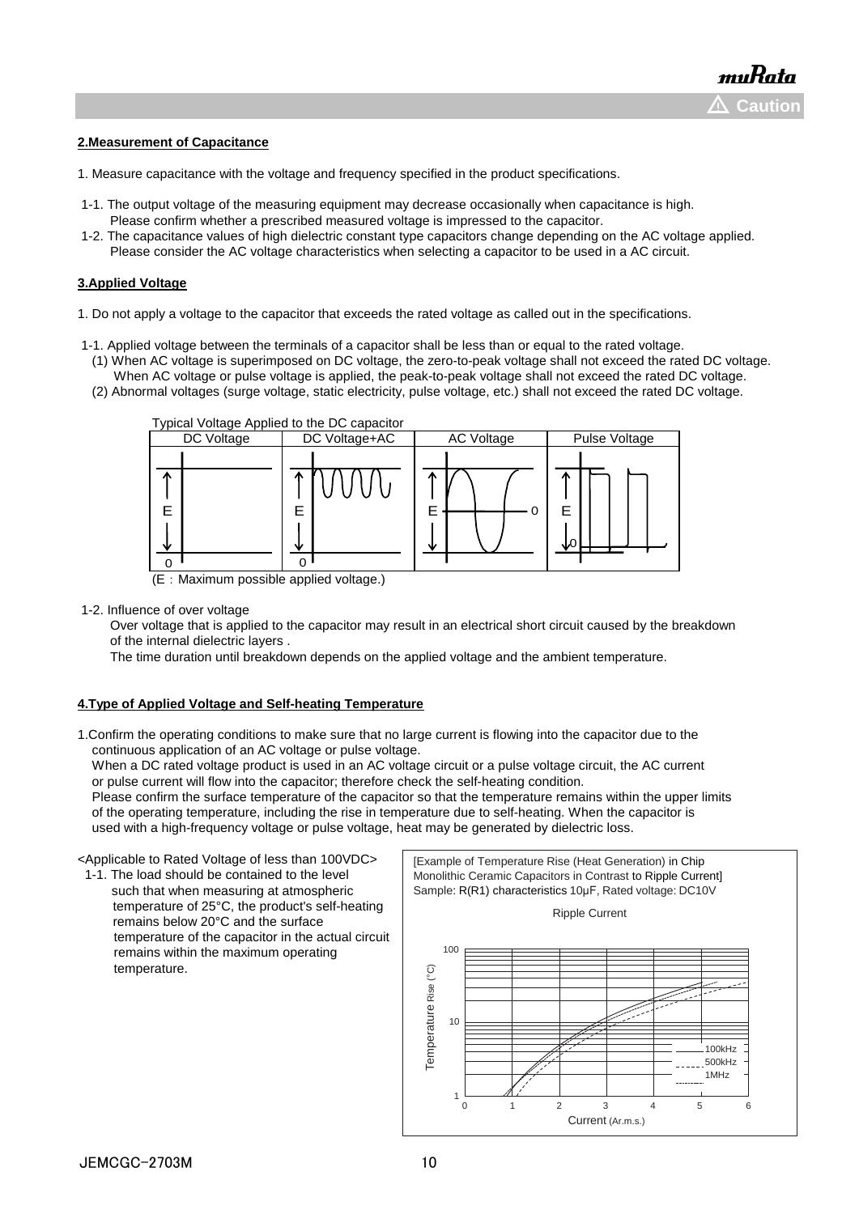## 2.Measurement of Capacitance

1. Measure capacitance with the voltage and frequency specified in the product specifications.

1-1. The output voltage of the measuring equipment may decrease occasionally when capacitance is high. Please confirm whether a prescribed measured voltage is impressed to the capacitor.

1-2. The capacitance values of high dielectric constant type capacitors change depending on the AC voltage applied. Please consider the AC voltage characteristics when selecting a capacitor to be used in a AC circuit.

## 3.Applied Voltage

1. Do not apply a voltage to the capacitor that exceeds the rated voltage as called out in the specifications.

1-1. Applied voltage between the terminals of a capacitor shall be less than or equal to the rated voltage.

(1) When AC voltage is superimposed on DC voltage, the zero-to-peak voltage shall not exceed the rated DC voltage. When AC voltage or pulse voltage is applied, the peak-to-peak voltage shall not exceed the rated DC voltage.

(2) Abnormal voltages (surge voltage, static electricity, pulse voltage, etc.) shall not exceed the rated DC voltage.

Typical Voltage Applied to the DC capacitor

| DC Voltage | DC Voltage+AC | AC Voltage | Pulse Voltage |
|---|---|---|---|
| E, 0 | E, 0 | E, 0 | E, 0 |

(E：Maximum possible applied voltage.)

1-2. Influence of over voltage

Over voltage that is applied to the capacitor may result in an electrical short circuit caused by the breakdown of the internal dielectric layers .

The time duration until breakdown depends on the applied voltage and the ambient temperature.

## 4.Type of Applied Voltage and Self-heating Temperature

1.Confirm the operating conditions to make sure that no large current is flowing into the capacitor due to the continuous application of an AC voltage or pulse voltage.

When a DC rated voltage product is used in an AC voltage circuit or a pulse voltage circuit, the AC current or pulse current will flow into the capacitor; therefore check the self-heating condition.

Please confirm the surface temperature of the capacitor so that the temperature remains within the upper limits of the operating temperature, including the rise in temperature due to self-heating. When the capacitor is used with a high-frequency voltage or pulse voltage, heat may be generated by dielectric loss.

<Applicable to Rated Voltage of less than 100VDC>

1-1. The load should be contained to the level such that when measuring at atmospheric temperature of 25°C, the product's self-heating remains below 20°C and the surface temperature of the capacitor in the actual circuit remains within the maximum operating temperature.

[Example of Temperature Rise (Heat Generation) in Chip Monolithic Ceramic Capacitors in Contrast to Ripple Current]
Sample: R(R1) characteristics 10μF, Rated voltage: DC10V

Ripple Current

Temperature Rise (°C): 1, 10, 100
Current (Ar.m.s.): 0, 1, 2, 3, 4, 5, 6
100kHz, 500kHz, 1MHz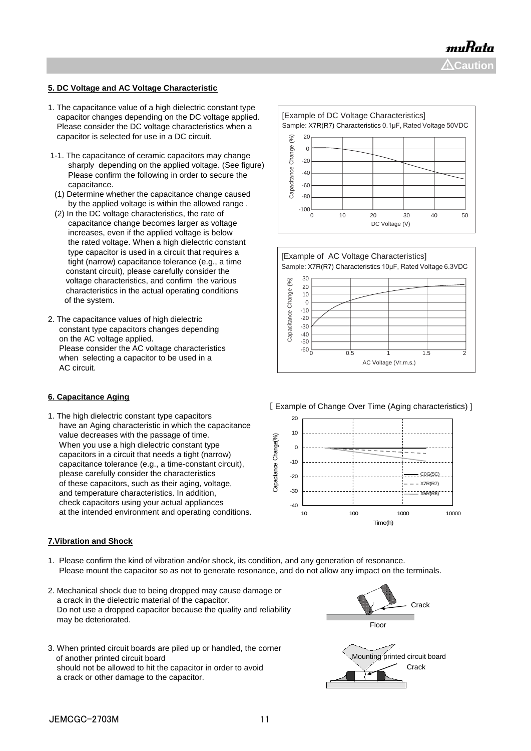## 5. DC Voltage and AC Voltage Characteristic

1. The capacitance value of a high dielectric constant type capacitor changes depending on the DC voltage applied. Please consider the DC voltage characteristics when a capacitor is selected for use in a DC circuit.

1-1. The capacitance of ceramic capacitors may change sharply depending on the applied voltage. (See figure) Please confirm the following in order to secure the capacitance.

(1) Determine whether the capacitance change caused by the applied voltage is within the allowed range .

(2) In the DC voltage characteristics, the rate of capacitance change becomes larger as voltage increases, even if the applied voltage is below the rated voltage. When a high dielectric constant type capacitor is used in a circuit that requires a tight (narrow) capacitance tolerance (e.g., a time constant circuit), please carefully consider the voltage characteristics, and confirm the various characteristics in the actual operating conditions of the system.

2. The capacitance values of high dielectric constant type capacitors changes depending on the AC voltage applied. Please consider the AC voltage characteristics when selecting a capacitor to be used in a AC circuit.

[Example of DC Voltage Characteristics]
Sample: X7R(R7) Characteristics 0.1μF, Rated Voltage 50VDC

[Example of AC Voltage Characteristics]
Sample: X7R(R7) Characteristics 10μF, Rated Voltage 6.3VDC

## 6. Capacitance Aging

1. The high dielectric constant type capacitors have an Aging characteristic in which the capacitance value decreases with the passage of time. When you use a high dielectric constant type capacitors in a circuit that needs a tight (narrow) capacitance tolerance (e.g., a time-constant circuit), please carefully consider the characteristics of these capacitors, such as their aging, voltage, and temperature characteristics. In addition, check capacitors using your actual appliances at the intended environment and operating conditions.

[ Example of Change Over Time (Aging characteristics) ]

## 7.Vibration and Shock

1. Please confirm the kind of vibration and/or shock, its condition, and any generation of resonance. Please mount the capacitor so as not to generate resonance, and do not allow any impact on the terminals.

2. Mechanical shock due to being dropped may cause damage or a crack in the dielectric material of the capacitor. Do not use a dropped capacitor because the quality and reliability may be deteriorated.

3. When printed circuit boards are piled up or handled, the corner of another printed circuit board should not be allowed to hit the capacitor in order to avoid a crack or other damage to the capacitor.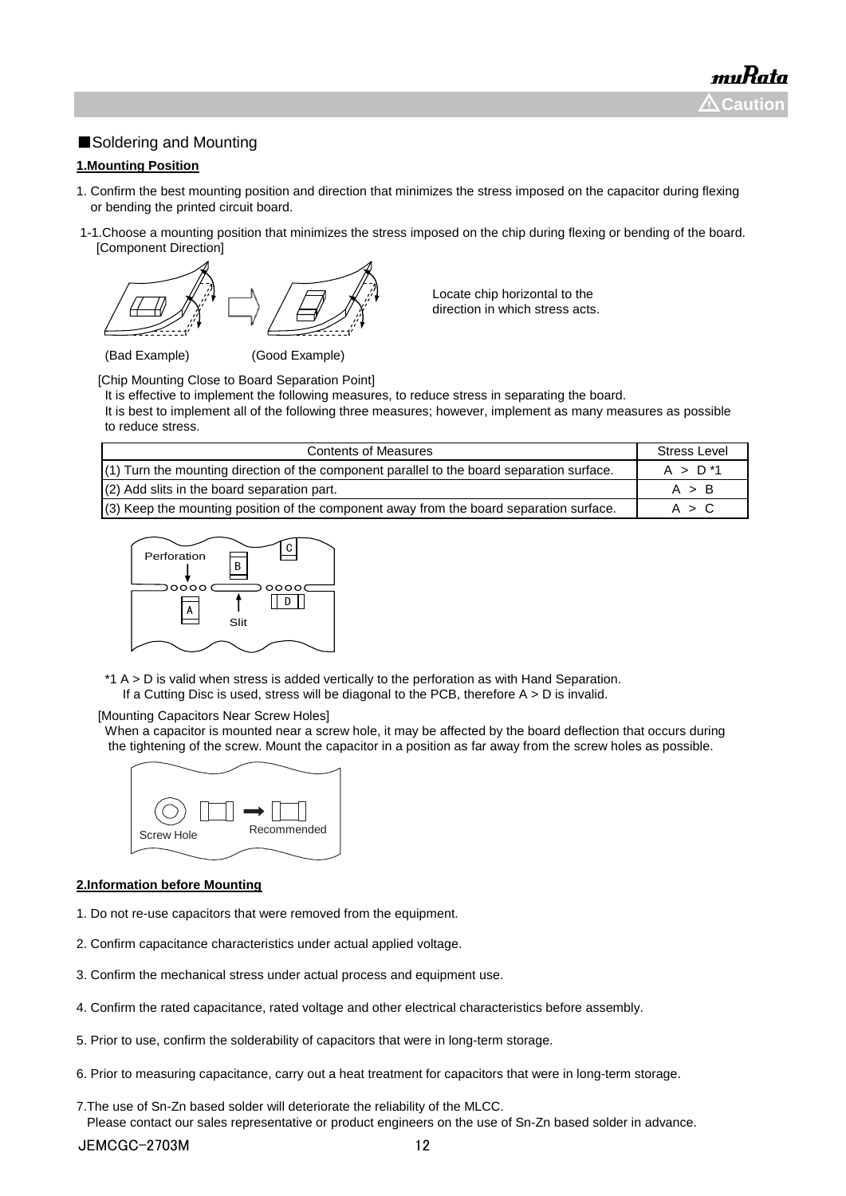■Soldering and Mounting

**1.Mounting Position**

1. Confirm the best mounting position and direction that minimizes the stress imposed on the capacitor during flexing or bending the printed circuit board.

1-1.Choose a mounting position that minimizes the stress imposed on the chip during flexing or bending of the board.
[Component Direction]

(Bad Example) (Good Example)

Locate chip horizontal to the direction in which stress acts.

[Chip Mounting Close to Board Separation Point]
It is effective to implement the following measures, to reduce stress in separating the board.
It is best to implement all of the following three measures; however, implement as many measures as possible to reduce stress.

| Contents of Measures | Stress Level |
|---|---|
| (1) Turn the mounting direction of the component parallel to the board separation surface. | A > D *1 |
| (2) Add slits in the board separation part. | A > B |
| (3) Keep the mounting position of the component away from the board separation surface. | A > C |

Perforation C B D A Slit

*1 A > D is valid when stress is added vertically to the perforation as with Hand Separation.
If a Cutting Disc is used, stress will be diagonal to the PCB, therefore A > D is invalid.

[Mounting Capacitors Near Screw Holes]
When a capacitor is mounted near a screw hole, it may be affected by the board deflection that occurs during the tightening of the screw. Mount the capacitor in a position as far away from the screw holes as possible.

Screw Hole Recommended

**2.Information before Mounting**

1. Do not re-use capacitors that were removed from the equipment.
2. Confirm capacitance characteristics under actual applied voltage.
3. Confirm the mechanical stress under actual process and equipment use.
4. Confirm the rated capacitance, rated voltage and other electrical characteristics before assembly.
5. Prior to use, confirm the solderability of capacitors that were in long-term storage.
6. Prior to measuring capacitance, carry out a heat treatment for capacitors that were in long-term storage.
7. The use of Sn-Zn based solder will deteriorate the reliability of the MLCC.
   Please contact our sales representative or product engineers on the use of Sn-Zn based solder in advance.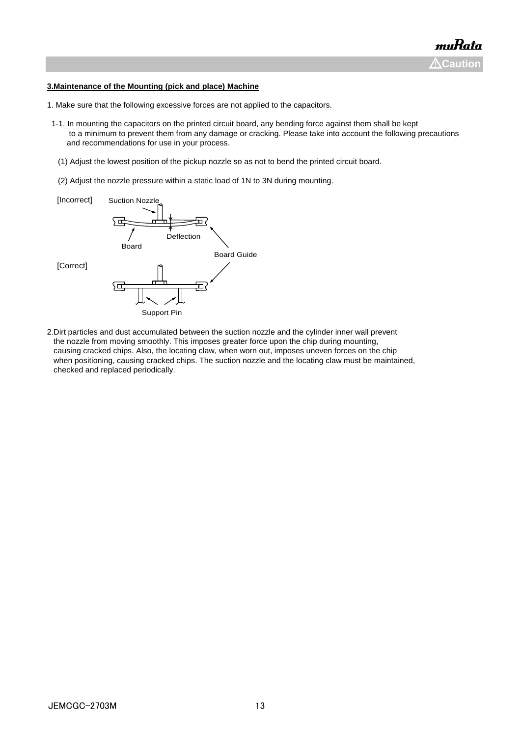**⚠Caution**

**3.Maintenance of the Mounting (pick and place) Machine**

1. Make sure that the following excessive forces are not applied to the capacitors.

1-1. In mounting the capacitors on the printed circuit board, any bending force against them shall be kept to a minimum to prevent them from any damage or cracking. Please take into account the following precautions and recommendations for use in your process.

(1) Adjust the lowest position of the pickup nozzle so as not to bend the printed circuit board.

(2) Adjust the nozzle pressure within a static load of 1N to 3N during mounting.

[Incorrect] Suction Nozzle, Deflection, Board, Board Guide

[Correct] Support Pin

2.Dirt particles and dust accumulated between the suction nozzle and the cylinder inner wall prevent the nozzle from moving smoothly. This imposes greater force upon the chip during mounting, causing cracked chips. Also, the locating claw, when worn out, imposes uneven forces on the chip when positioning, causing cracked chips. The suction nozzle and the locating claw must be maintained, checked and replaced periodically.

JEMCGC-2703M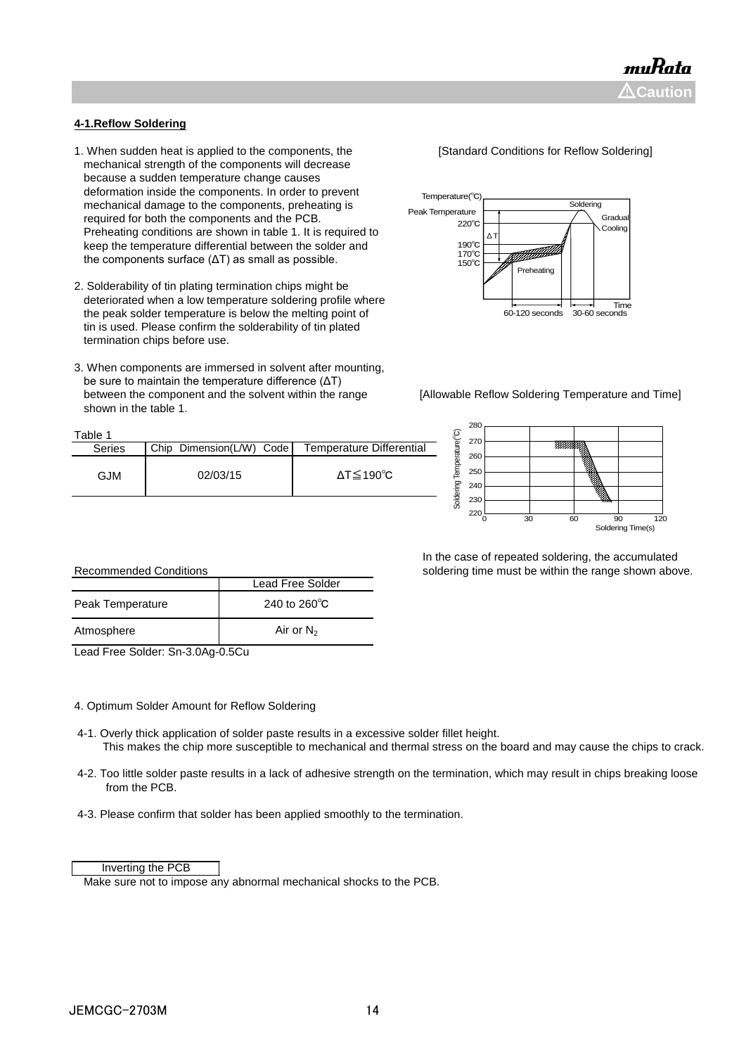⚠Caution

**4-1.Reflow Soldering**

1. When sudden heat is applied to the components, the mechanical strength of the components will decrease because a sudden temperature change causes deformation inside the components. In order to prevent mechanical damage to the components, preheating is required for both the components and the PCB. Preheating conditions are shown in table 1. It is required to keep the temperature differential between the solder and the components surface (ΔT) as small as possible.

2. Solderability of tin plating termination chips might be deteriorated when a low temperature soldering profile where the peak solder temperature is below the melting point of tin is used. Please confirm the solderability of tin plated termination chips before use.

3. When components are immersed in solvent after mounting, be sure to maintain the temperature difference (ΔT) between the component and the solvent within the range shown in the table 1.

[Standard Conditions for Reflow Soldering]

[Allowable Reflow Soldering Temperature and Time]

Table 1

| Series | Chip Dimension(L/W) Code | Temperature Differential |
|---|---|---|
| GJM | 02/03/15 | ΔT≦190℃ |

In the case of repeated soldering, the accumulated soldering time must be within the range shown above.

Recommended Conditions

| | Lead Free Solder |
|---|---|
| Peak Temperature | 240 to 260℃ |
| Atmosphere | Air or $N_2$ |

Lead Free Solder: Sn-3.0Ag-0.5Cu

4. Optimum Solder Amount for Reflow Soldering

4-1. Overly thick application of solder paste results in a excessive solder fillet height.
This makes the chip more susceptible to mechanical and thermal stress on the board and may cause the chips to crack.

4-2. Too little solder paste results in a lack of adhesive strength on the termination, which may result in chips breaking loose from the PCB.

4-3. Please confirm that solder has been applied smoothly to the termination.

Inverting the PCB

Make sure not to impose any abnormal mechanical shocks to the PCB.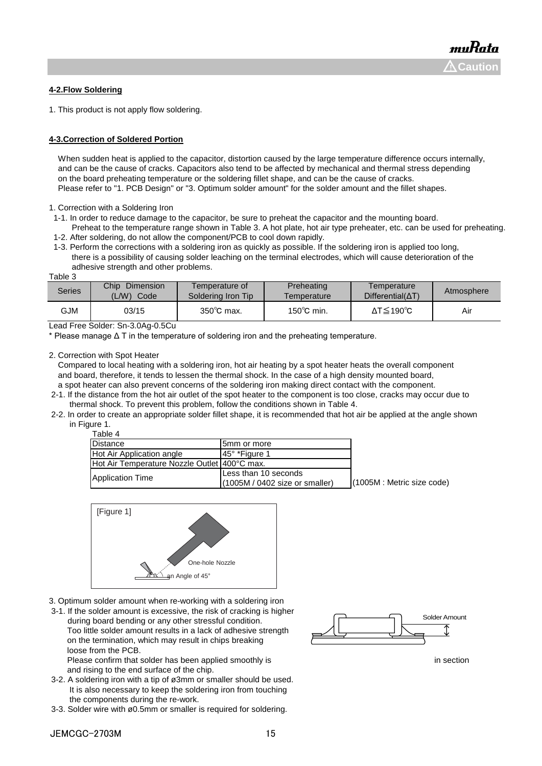#### 4-2.Flow Soldering

1. This product is not apply flow soldering.

#### 4-3.Correction of Soldered Portion

When sudden heat is applied to the capacitor, distortion caused by the large temperature difference occurs internally, and can be the cause of cracks. Capacitors also tend to be affected by mechanical and thermal stress depending on the board preheating temperature or the soldering fillet shape, and can be the cause of cracks.
Please refer to "1. PCB Design" or "3. Optimum solder amount" for the solder amount and the fillet shapes.

1. Correction with a Soldering Iron
 1-1. In order to reduce damage to the capacitor, be sure to preheat the capacitor and the mounting board.
  Preheat to the temperature range shown in Table 3. A hot plate, hot air type preheater, etc. can be used for preheating.
 1-2. After soldering, do not allow the component/PCB to cool down rapidly.
 1-3. Perform the corrections with a soldering iron as quickly as possible. If the soldering iron is applied too long, there is a possibility of causing solder leaching on the terminal electrodes, which will cause deterioration of the adhesive strength and other problems.

Table 3

| Series | Chip Dimension (L/W) Code | Temperature of Soldering Iron Tip | Preheating Temperature | Temperature Differential(ΔT) | Atmosphere |
|---|---|---|---|---|---|
| GJM | 03/15 | 350℃ max. | 150℃ min. | ΔT≦190℃ | Air |

Lead Free Solder: Sn-3.0Ag-0.5Cu
* Please manage Δ T in the temperature of soldering iron and the preheating temperature.

2. Correction with Spot Heater
 Compared to local heating with a soldering iron, hot air heating by a spot heater heats the overall component and board, therefore, it tends to lessen the thermal shock. In the case of a high density mounted board, a spot heater can also prevent concerns of the soldering iron making direct contact with the component.
 2-1. If the distance from the hot air outlet of the spot heater to the component is too close, cracks may occur due to thermal shock. To prevent this problem, follow the conditions shown in Table 4.
 2-2. In order to create an appropriate solder fillet shape, it is recommended that hot air be applied at the angle shown in Figure 1.

Table 4

| Distance | 5mm or more |
|---|---|
| Hot Air Application angle | 45° *Figure 1 |
| Hot Air Temperature Nozzle Outlet | 400°C max. |
| Application Time | Less than 10 seconds (1005M / 0402 size or smaller) |

(1005M : Metric size code)

[Figure 1]

One-hole Nozzle
an Angle of 45°

3. Optimum solder amount when re-working with a soldering iron
 3-1. If the solder amount is excessive, the risk of cracking is higher during board bending or any other stressful condition.
  Too little solder amount results in a lack of adhesive strength on the termination, which may result in chips breaking loose from the PCB.
  Please confirm that solder has been applied smoothly is in section and rising to the end surface of the chip.

Solder Amount

 3-2. A soldering iron with a tip of ø3mm or smaller should be used.
  It is also necessary to keep the soldering iron from touching the components during the re-work.
 3-3. Solder wire with ø0.5mm or smaller is required for soldering.

JEMCGC-2703M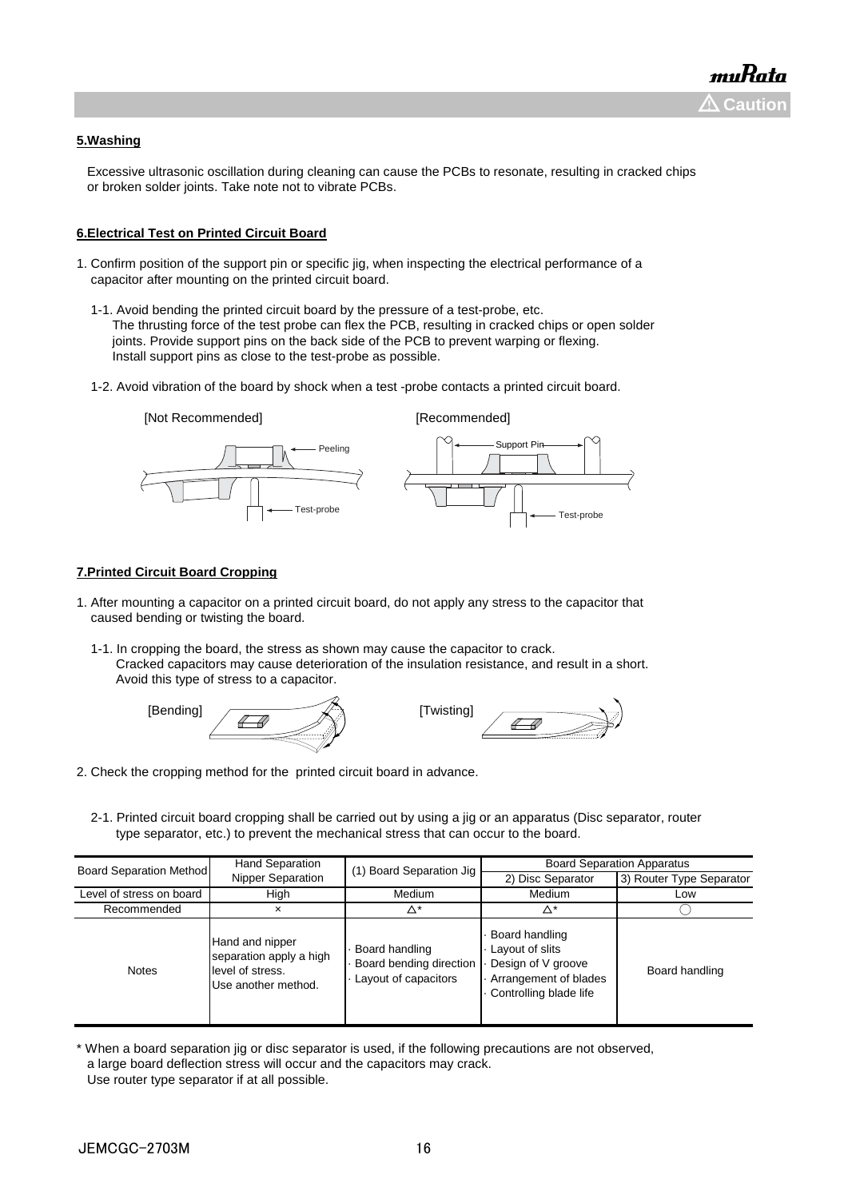## 5.Washing

Excessive ultrasonic oscillation during cleaning can cause the PCBs to resonate, resulting in cracked chips or broken solder joints. Take note not to vibrate PCBs.

## 6.Electrical Test on Printed Circuit Board

1. Confirm position of the support pin or specific jig, when inspecting the electrical performance of a capacitor after mounting on the printed circuit board.

   1-1. Avoid bending the printed circuit board by the pressure of a test-probe, etc.
   The thrusting force of the test probe can flex the PCB, resulting in cracked chips or open solder joints. Provide support pins on the back side of the PCB to prevent warping or flexing.
   Install support pins as close to the test-probe as possible.

   1-2. Avoid vibration of the board by shock when a test -probe contacts a printed circuit board.

[Not Recommended] Peeling Test-probe

[Recommended] Support Pin Test-probe

## 7.Printed Circuit Board Cropping

1. After mounting a capacitor on a printed circuit board, do not apply any stress to the capacitor that caused bending or twisting the board.

   1-1. In cropping the board, the stress as shown may cause the capacitor to crack.
   Cracked capacitors may cause deterioration of the insulation resistance, and result in a short.
   Avoid this type of stress to a capacitor.

[Bending] [Twisting]

2. Check the cropping method for the printed circuit board in advance.

   2-1. Printed circuit board cropping shall be carried out by using a jig or an apparatus (Disc separator, router type separator, etc.) to prevent the mechanical stress that can occur to the board.

| Board Separation Method | Hand Separation Nipper Separation | (1) Board Separation Jig | Board Separation Apparatus | |
|---|---|---|---|---|
| | | | 2) Disc Separator | 3) Router Type Separator |
| Level of stress on board | High | Medium | Medium | Low |
| Recommended | × | △* | △* | ○ |
| Notes | Hand and nipper separation apply a high level of stress. Use another method. | · Board handling<br>· Board bending direction<br>· Layout of capacitors | · Board handling<br>· Layout of slits<br>· Design of V groove<br>· Arrangement of blades<br>· Controlling blade life | Board handling |

\* When a board separation jig or disc separator is used, if the following precautions are not observed, a large board deflection stress will occur and the capacitors may crack.
Use router type separator if at all possible.

JEMCGC-2703M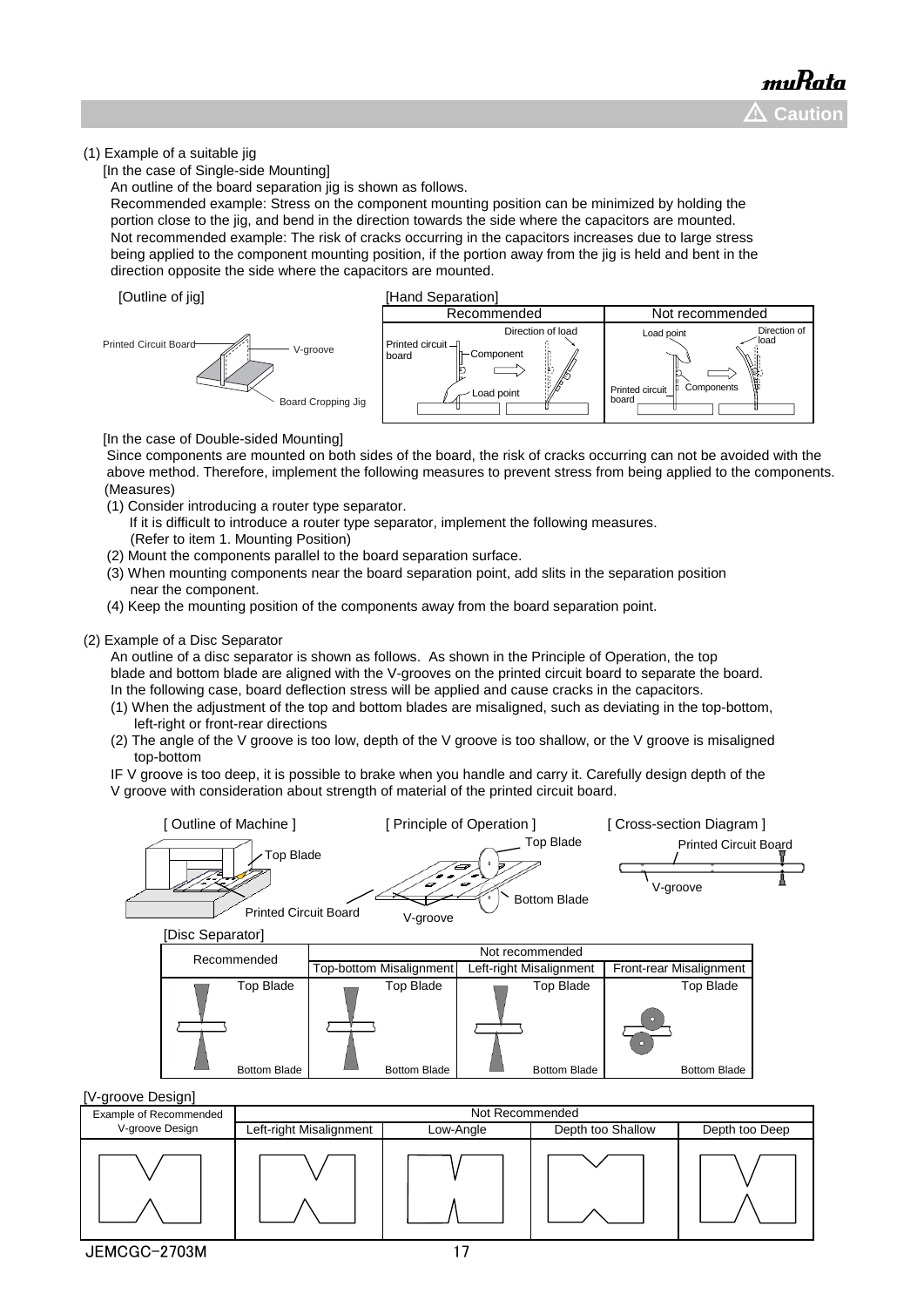(1) Example of a suitable jig

[In the case of Single-side Mounting]

An outline of the board separation jig is shown as follows.

Recommended example: Stress on the component mounting position can be minimized by holding the portion close to the jig, and bend in the direction towards the side where the capacitors are mounted.

Not recommended example: The risk of cracks occurring in the capacitors increases due to large stress being applied to the component mounting position, if the portion away from the jig is held and bent in the direction opposite the side where the capacitors are mounted.

[Outline of jig]

Printed Circuit Board — V-groove — Board Cropping Jig

[Hand Separation]

| Recommended | Not recommended |
|---|---|
| Printed circuit board, Component, Load point, Direction of load | Load point, Direction of load, Printed circuit board, Components |

[In the case of Double-sided Mounting]

Since components are mounted on both sides of the board, the risk of cracks occurring can not be avoided with the above method. Therefore, implement the following measures to prevent stress from being applied to the components.

(Measures)

(1) Consider introducing a router type separator.
   If it is difficult to introduce a router type separator, implement the following measures.
   (Refer to item 1. Mounting Position)
(2) Mount the components parallel to the board separation surface.
(3) When mounting components near the board separation point, add slits in the separation position near the component.
(4) Keep the mounting position of the components away from the board separation point.

(2) Example of a Disc Separator

An outline of a disc separator is shown as follows. As shown in the Principle of Operation, the top blade and bottom blade are aligned with the V-grooves on the printed circuit board to separate the board.

In the following case, board deflection stress will be applied and cause cracks in the capacitors.

(1) When the adjustment of the top and bottom blades are misaligned, such as deviating in the top-bottom, left-right or front-rear directions
(2) The angle of the V groove is too low, depth of the V groove is too shallow, or the V groove is misaligned top-bottom

IF V groove is too deep, it is possible to brake when you handle and carry it. Carefully design depth of the V groove with consideration about strength of material of the printed circuit board.

[ Outline of Machine ] — Top Blade, Printed Circuit Board

[ Principle of Operation ] — Top Blade, Bottom Blade, V-groove

[ Cross-section Diagram ] — Printed Circuit Board, V-groove

[Disc Separator]

| Recommended | Not recommended | | |
|---|---|---|---|
| | Top-bottom Misalignment | Left-right Misalignment | Front-rear Misalignment |
| Top Blade / Bottom Blade | Top Blade / Bottom Blade | Top Blade / Bottom Blade | Top Blade / Bottom Blade |

[V-groove Design]

| Example of Recommended V-groove Design | Not Recommended | | | |
|---|---|---|---|---|
| | Left-right Misalignment | Low-Angle | Depth too Shallow | Depth too Deep |

JEMCGC-2703M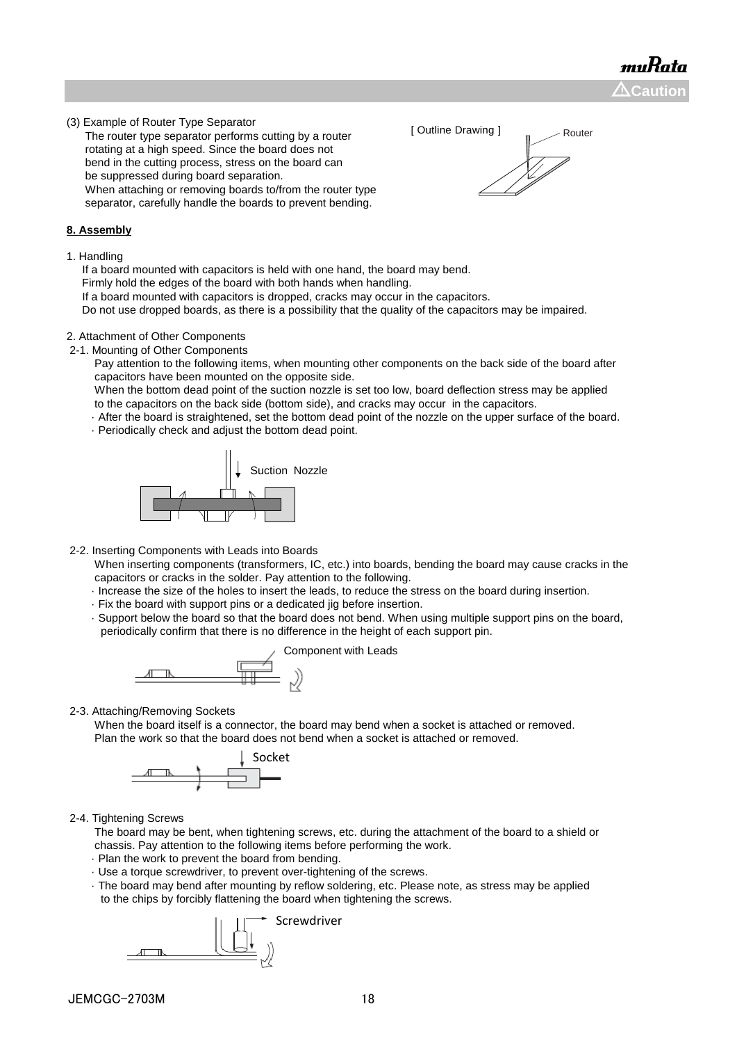(3) Example of Router Type Separator

The router type separator performs cutting by a router rotating at a high speed. Since the board does not bend in the cutting process, stress on the board can be suppressed during board separation.
When attaching or removing boards to/from the router type separator, carefully handle the boards to prevent bending.

[ Outline Drawing ]

Router

**8. Assembly**

1. Handling

If a board mounted with capacitors is held with one hand, the board may bend.
Firmly hold the edges of the board with both hands when handling.
If a board mounted with capacitors is dropped, cracks may occur in the capacitors.
Do not use dropped boards, as there is a possibility that the quality of the capacitors may be impaired.

2. Attachment of Other Components

2-1. Mounting of Other Components

Pay attention to the following items, when mounting other components on the back side of the board after capacitors have been mounted on the opposite side.
When the bottom dead point of the suction nozzle is set too low, board deflection stress may be applied to the capacitors on the back side (bottom side), and cracks may occur in the capacitors.

- After the board is straightened, set the bottom dead point of the nozzle on the upper surface of the board.
- Periodically check and adjust the bottom dead point.

Suction Nozzle

2-2. Inserting Components with Leads into Boards

When inserting components (transformers, IC, etc.) into boards, bending the board may cause cracks in the capacitors or cracks in the solder. Pay attention to the following.

- Increase the size of the holes to insert the leads, to reduce the stress on the board during insertion.
- Fix the board with support pins or a dedicated jig before insertion.
- Support below the board so that the board does not bend. When using multiple support pins on the board, periodically confirm that there is no difference in the height of each support pin.

Component with Leads

2-3. Attaching/Removing Sockets

When the board itself is a connector, the board may bend when a socket is attached or removed.
Plan the work so that the board does not bend when a socket is attached or removed.

Socket

2-4. Tightening Screws

The board may be bent, when tightening screws, etc. during the attachment of the board to a shield or chassis. Pay attention to the following items before performing the work.

- Plan the work to prevent the board from bending.
- Use a torque screwdriver, to prevent over-tightening of the screws.
- The board may bend after mounting by reflow soldering, etc. Please note, as stress may be applied to the chips by forcibly flattening the board when tightening the screws.

Screwdriver

JEMCGC-2703M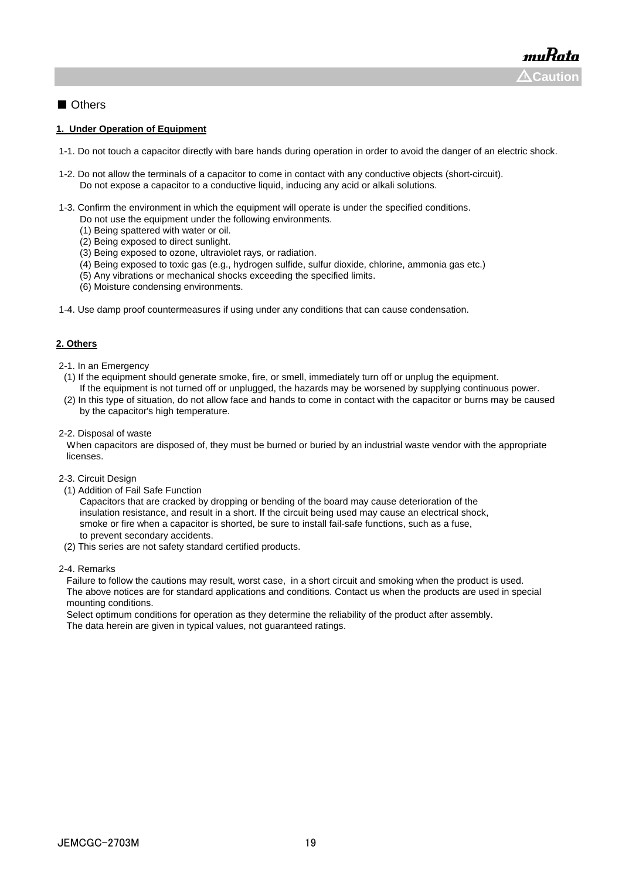■ Others

**1. Under Operation of Equipment**

1-1. Do not touch a capacitor directly with bare hands during operation in order to avoid the danger of an electric shock.

1-2. Do not allow the terminals of a capacitor to come in contact with any conductive objects (short-circuit).
Do not expose a capacitor to a conductive liquid, inducing any acid or alkali solutions.

1-3. Confirm the environment in which the equipment will operate is under the specified conditions.
Do not use the equipment under the following environments.
(1) Being spattered with water or oil.
(2) Being exposed to direct sunlight.
(3) Being exposed to ozone, ultraviolet rays, or radiation.
(4) Being exposed to toxic gas (e.g., hydrogen sulfide, sulfur dioxide, chlorine, ammonia gas etc.)
(5) Any vibrations or mechanical shocks exceeding the specified limits.
(6) Moisture condensing environments.

1-4. Use damp proof countermeasures if using under any conditions that can cause condensation.

**2. Others**

2-1. In an Emergency
(1) If the equipment should generate smoke, fire, or smell, immediately turn off or unplug the equipment.
If the equipment is not turned off or unplugged, the hazards may be worsened by supplying continuous power.
(2) In this type of situation, do not allow face and hands to come in contact with the capacitor or burns may be caused by the capacitor's high temperature.

2-2. Disposal of waste
When capacitors are disposed of, they must be burned or buried by an industrial waste vendor with the appropriate licenses.

2-3. Circuit Design
(1) Addition of Fail Safe Function
Capacitors that are cracked by dropping or bending of the board may cause deterioration of the insulation resistance, and result in a short. If the circuit being used may cause an electrical shock, smoke or fire when a capacitor is shorted, be sure to install fail-safe functions, such as a fuse, to prevent secondary accidents.
(2) This series are not safety standard certified products.

2-4. Remarks
Failure to follow the cautions may result, worst case, in a short circuit and smoking when the product is used.
The above notices are for standard applications and conditions. Contact us when the products are used in special mounting conditions.
Select optimum conditions for operation as they determine the reliability of the product after assembly.
The data herein are given in typical values, not guaranteed ratings.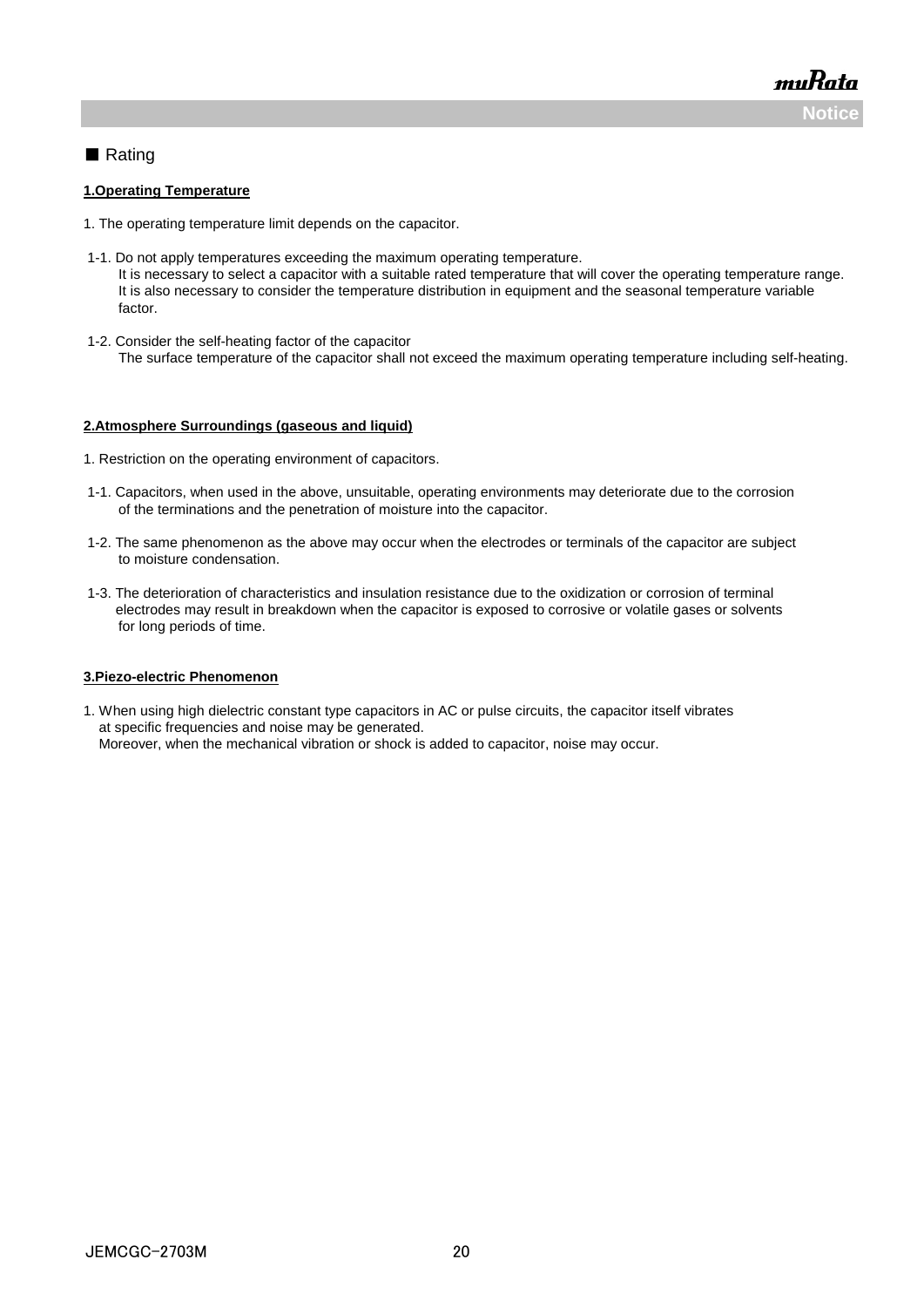■ Rating

**1.Operating Temperature**

1. The operating temperature limit depends on the capacitor.

1-1. Do not apply temperatures exceeding the maximum operating temperature.
It is necessary to select a capacitor with a suitable rated temperature that will cover the operating temperature range.
It is also necessary to consider the temperature distribution in equipment and the seasonal temperature variable factor.

1-2. Consider the self-heating factor of the capacitor
The surface temperature of the capacitor shall not exceed the maximum operating temperature including self-heating.

**2.Atmosphere Surroundings (gaseous and liquid)**

1. Restriction on the operating environment of capacitors.

1-1. Capacitors, when used in the above, unsuitable, operating environments may deteriorate due to the corrosion of the terminations and the penetration of moisture into the capacitor.

1-2. The same phenomenon as the above may occur when the electrodes or terminals of the capacitor are subject to moisture condensation.

1-3. The deterioration of characteristics and insulation resistance due to the oxidization or corrosion of terminal electrodes may result in breakdown when the capacitor is exposed to corrosive or volatile gases or solvents for long periods of time.

**3.Piezo-electric Phenomenon**

1. When using high dielectric constant type capacitors in AC or pulse circuits, the capacitor itself vibrates at specific frequencies and noise may be generated.
Moreover, when the mechanical vibration or shock is added to capacitor, noise may occur.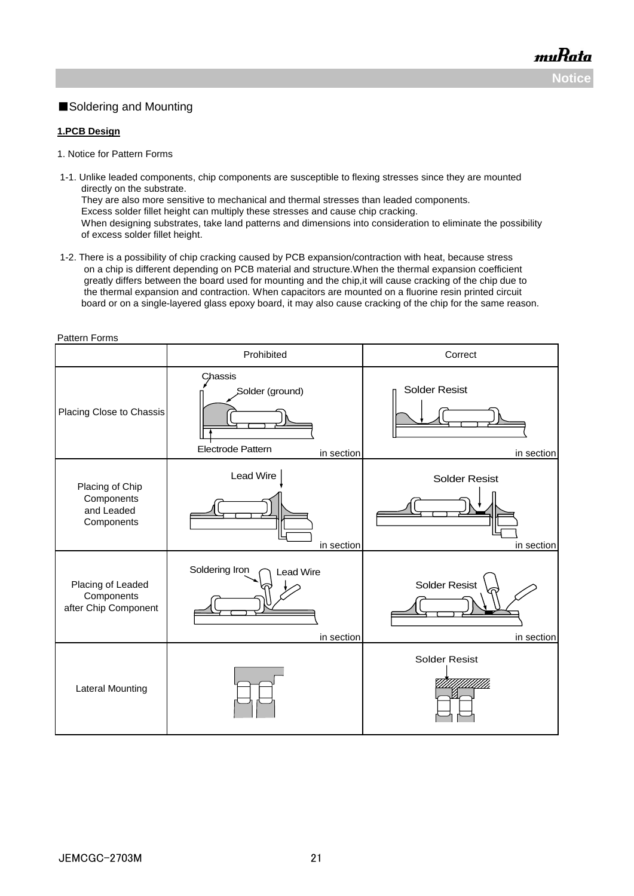■Soldering and Mounting

**1.PCB Design**

1. Notice for Pattern Forms

1-1. Unlike leaded components, chip components are susceptible to flexing stresses since they are mounted directly on the substrate.
They are also more sensitive to mechanical and thermal stresses than leaded components.
Excess solder fillet height can multiply these stresses and cause chip cracking.
When designing substrates, take land patterns and dimensions into consideration to eliminate the possibility of excess solder fillet height.

1-2. There is a possibility of chip cracking caused by PCB expansion/contraction with heat, because stress on a chip is different depending on PCB material and structure.When the thermal expansion coefficient greatly differs between the board used for mounting and the chip,it will cause cracking of the chip due to the thermal expansion and contraction. When capacitors are mounted on a fluorine resin printed circuit board or on a single-layered glass epoxy board, it may also cause cracking of the chip for the same reason.

Pattern Forms

| | Prohibited | Correct |
|---|---|---|
| Placing Close to Chassis | Chassis, Solder (ground), Electrode Pattern (in section) | Solder Resist (in section) |
| Placing of Chip Components and Leaded Components | Lead Wire (in section) | Solder Resist (in section) |
| Placing of Leaded Components after Chip Component | Soldering Iron, Lead Wire (in section) | Solder Resist (in section) |
| Lateral Mounting | | Solder Resist |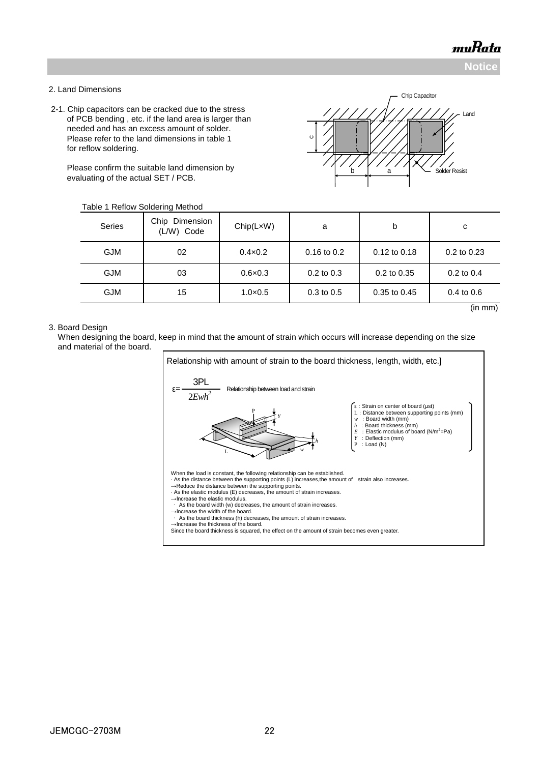2. Land Dimensions

2-1. Chip capacitors can be cracked due to the stress of PCB bending , etc. if the land area is larger than needed and has an excess amount of solder. Please refer to the land dimensions in table 1 for reflow soldering.

Please confirm the suitable land dimension by evaluating of the actual SET / PCB.

Chip Capacitor

Land

Solder Resist

Table 1 Reflow Soldering Method

| Series | Chip Dimension (L/W) Code | Chip(L×W) | a | b | c |
|---|---|---|---|---|---|
| GJM | 02 | 0.4×0.2 | 0.16 to 0.2 | 0.12 to 0.18 | 0.2 to 0.23 |
| GJM | 03 | 0.6×0.3 | 0.2 to 0.3 | 0.2 to 0.35 | 0.2 to 0.4 |
| GJM | 15 | 1.0×0.5 | 0.3 to 0.5 | 0.35 to 0.45 | 0.4 to 0.6 |

(in mm)

3. Board Design

When designing the board, keep in mind that the amount of strain which occurs will increase depending on the size and material of the board.

Relationship with amount of strain to the board thickness, length, width, etc.]

$$\varepsilon = \frac{3PL}{2Ewh^2}$$ Relationship between load and strain

- ε : Strain on center of board (μst)
- L : Distance between supporting points (mm)
- $w$ : Board width (mm)
- $h$ : Board thickness (mm)
- $E$ : Elastic modulus of board ($N/m^2$=Pa)
- $Y$ : Deflection (mm)
- P : Load (N)

When the load is constant, the following relationship can be established.

- As the distance between the supporting points (L) increases,the amount of strain also increases.
  →Reduce the distance between the supporting points.
- As the elastic modulus (E) decreases, the amount of strain increases.
  →Increase the elastic modulus.
- As the board width (w) decreases, the amount of strain increases.
  →Increase the width of the board.
- As the board thickness (h) decreases, the amount of strain increases.
  →Increase the thickness of the board.

Since the board thickness is squared, the effect on the amount of strain becomes even greater.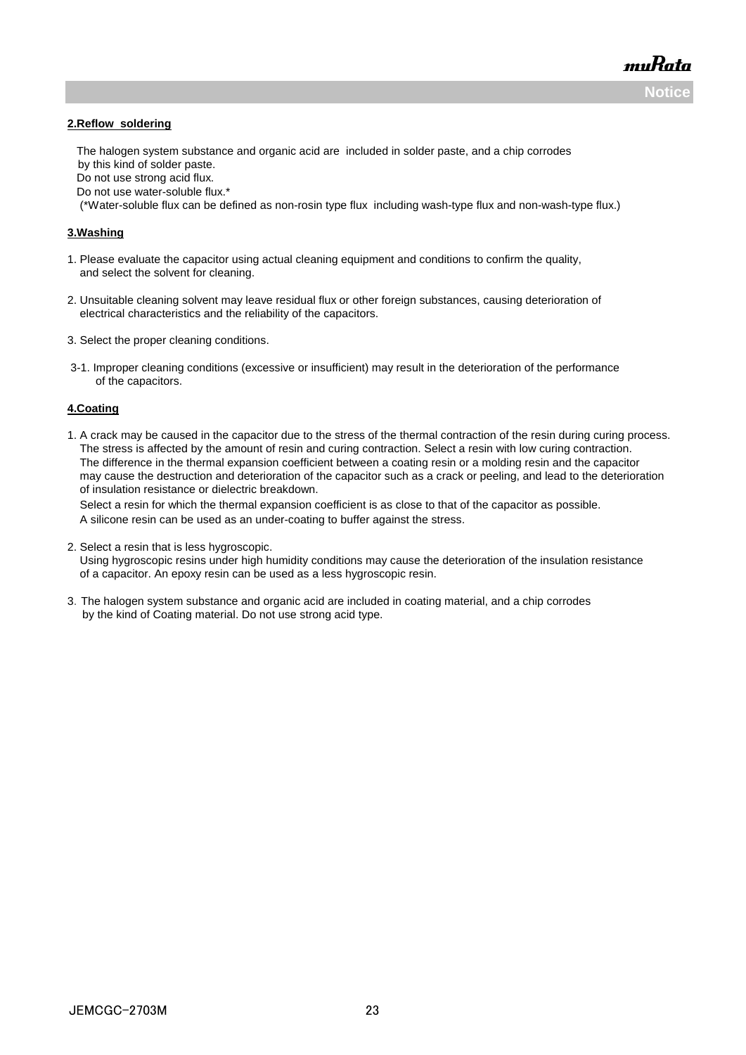**2.Reflow soldering**

The halogen system substance and organic acid are included in solder paste, and a chip corrodes by this kind of solder paste.
Do not use strong acid flux.
Do not use water-soluble flux.*
(*Water-soluble flux can be defined as non-rosin type flux including wash-type flux and non-wash-type flux.)

**3.Washing**

1. Please evaluate the capacitor using actual cleaning equipment and conditions to confirm the quality, and select the solvent for cleaning.

2. Unsuitable cleaning solvent may leave residual flux or other foreign substances, causing deterioration of electrical characteristics and the reliability of the capacitors.

3. Select the proper cleaning conditions.

3-1. Improper cleaning conditions (excessive or insufficient) may result in the deterioration of the performance of the capacitors.

**4.Coating**

1. A crack may be caused in the capacitor due to the stress of the thermal contraction of the resin during curing process. The stress is affected by the amount of resin and curing contraction. Select a resin with low curing contraction. The difference in the thermal expansion coefficient between a coating resin or a molding resin and the capacitor may cause the destruction and deterioration of the capacitor such as a crack or peeling, and lead to the deterioration of insulation resistance or dielectric breakdown.
   Select a resin for which the thermal expansion coefficient is as close to that of the capacitor as possible.
   A silicone resin can be used as an under-coating to buffer against the stress.

2. Select a resin that is less hygroscopic.
   Using hygroscopic resins under high humidity conditions may cause the deterioration of the insulation resistance of a capacitor. An epoxy resin can be used as a less hygroscopic resin.

3. The halogen system substance and organic acid are included in coating material, and a chip corrodes by the kind of Coating material. Do not use strong acid type.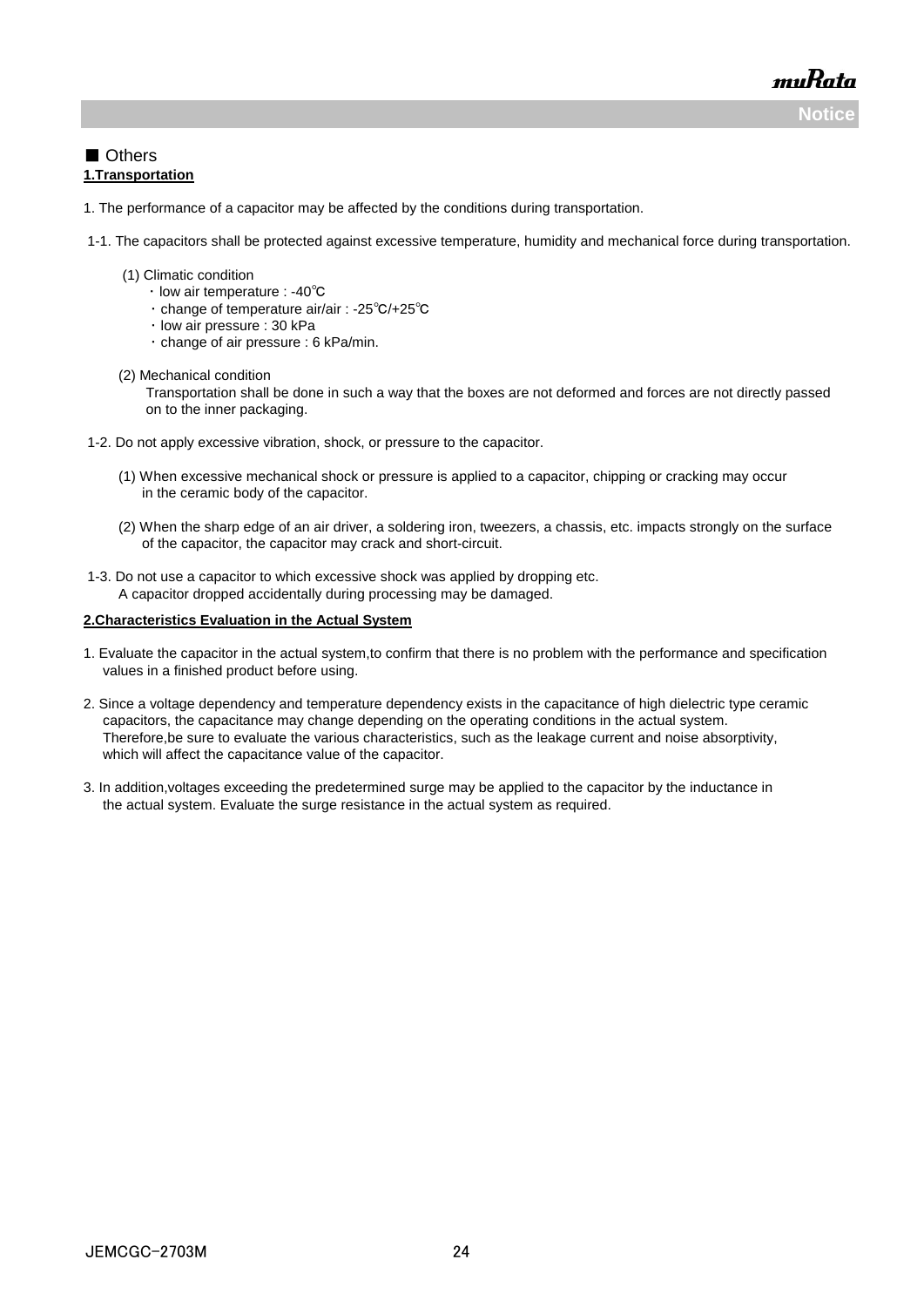■ Others

**1.Transportation**

1. The performance of a capacitor may be affected by the conditions during transportation.

1-1. The capacitors shall be protected against excessive temperature, humidity and mechanical force during transportation.

(1) Climatic condition

・low air temperature : -40℃

・change of temperature air/air : -25℃/+25℃

・low air pressure : 30 kPa

・change of air pressure : 6 kPa/min.

(2) Mechanical condition

Transportation shall be done in such a way that the boxes are not deformed and forces are not directly passed on to the inner packaging.

1-2. Do not apply excessive vibration, shock, or pressure to the capacitor.

(1) When excessive mechanical shock or pressure is applied to a capacitor, chipping or cracking may occur in the ceramic body of the capacitor.

(2) When the sharp edge of an air driver, a soldering iron, tweezers, a chassis, etc. impacts strongly on the surface of the capacitor, the capacitor may crack and short-circuit.

1-3. Do not use a capacitor to which excessive shock was applied by dropping etc.
A capacitor dropped accidentally during processing may be damaged.

**2.Characteristics Evaluation in the Actual System**

1. Evaluate the capacitor in the actual system,to confirm that there is no problem with the performance and specification values in a finished product before using.

2. Since a voltage dependency and temperature dependency exists in the capacitance of high dielectric type ceramic capacitors, the capacitance may change depending on the operating conditions in the actual system. Therefore,be sure to evaluate the various characteristics, such as the leakage current and noise absorptivity, which will affect the capacitance value of the capacitor.

3. In addition,voltages exceeding the predetermined surge may be applied to the capacitor by the inductance in the actual system. Evaluate the surge resistance in the actual system as required.

JEMCGC-2703M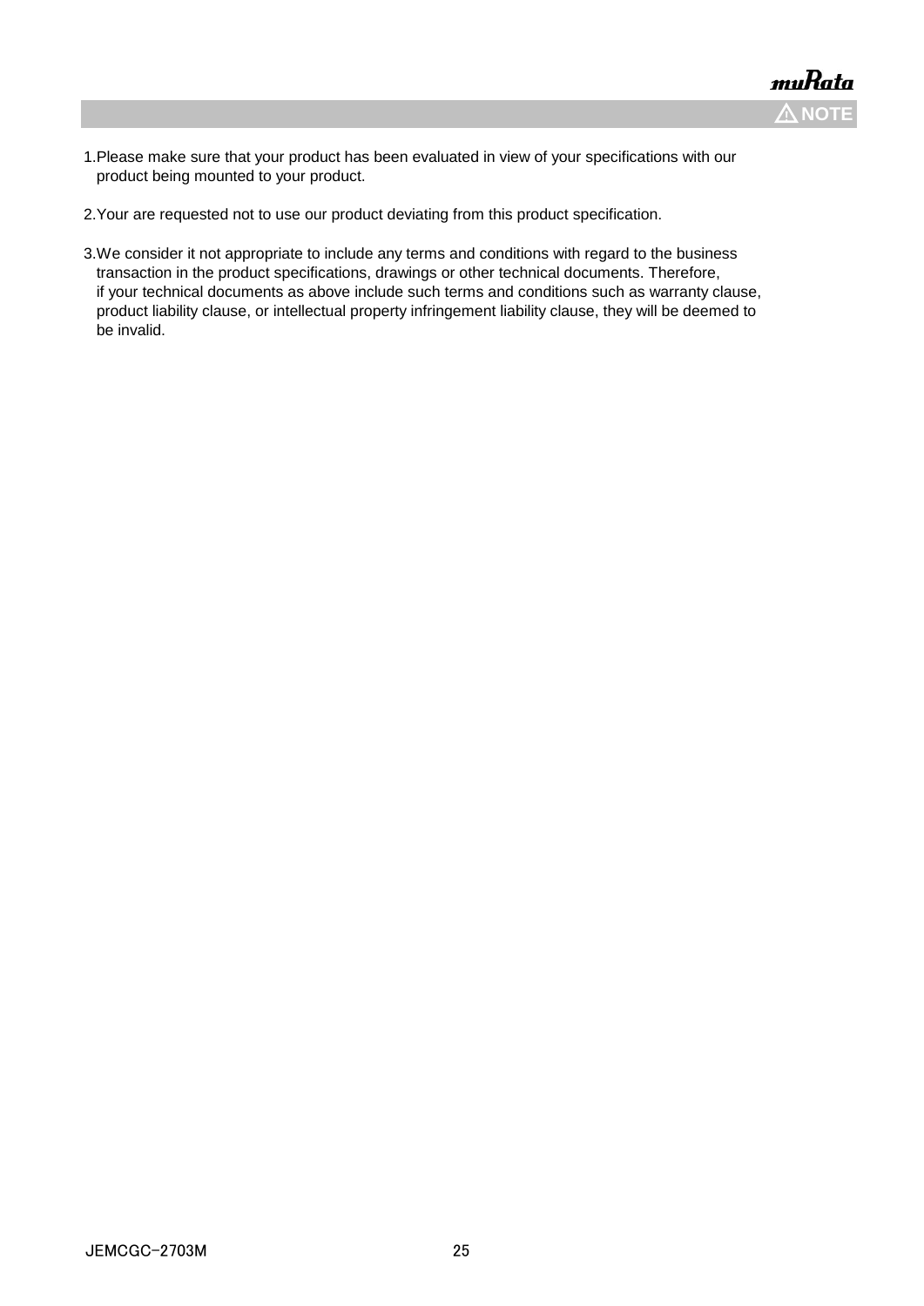⚠ NOTE

1. Please make sure that your product has been evaluated in view of your specifications with our product being mounted to your product.

2. Your are requested not to use our product deviating from this product specification.

3. We consider it not appropriate to include any terms and conditions with regard to the business transaction in the product specifications, drawings or other technical documents. Therefore, if your technical documents as above include such terms and conditions such as warranty clause, product liability clause, or intellectual property infringement liability clause, they will be deemed to be invalid.